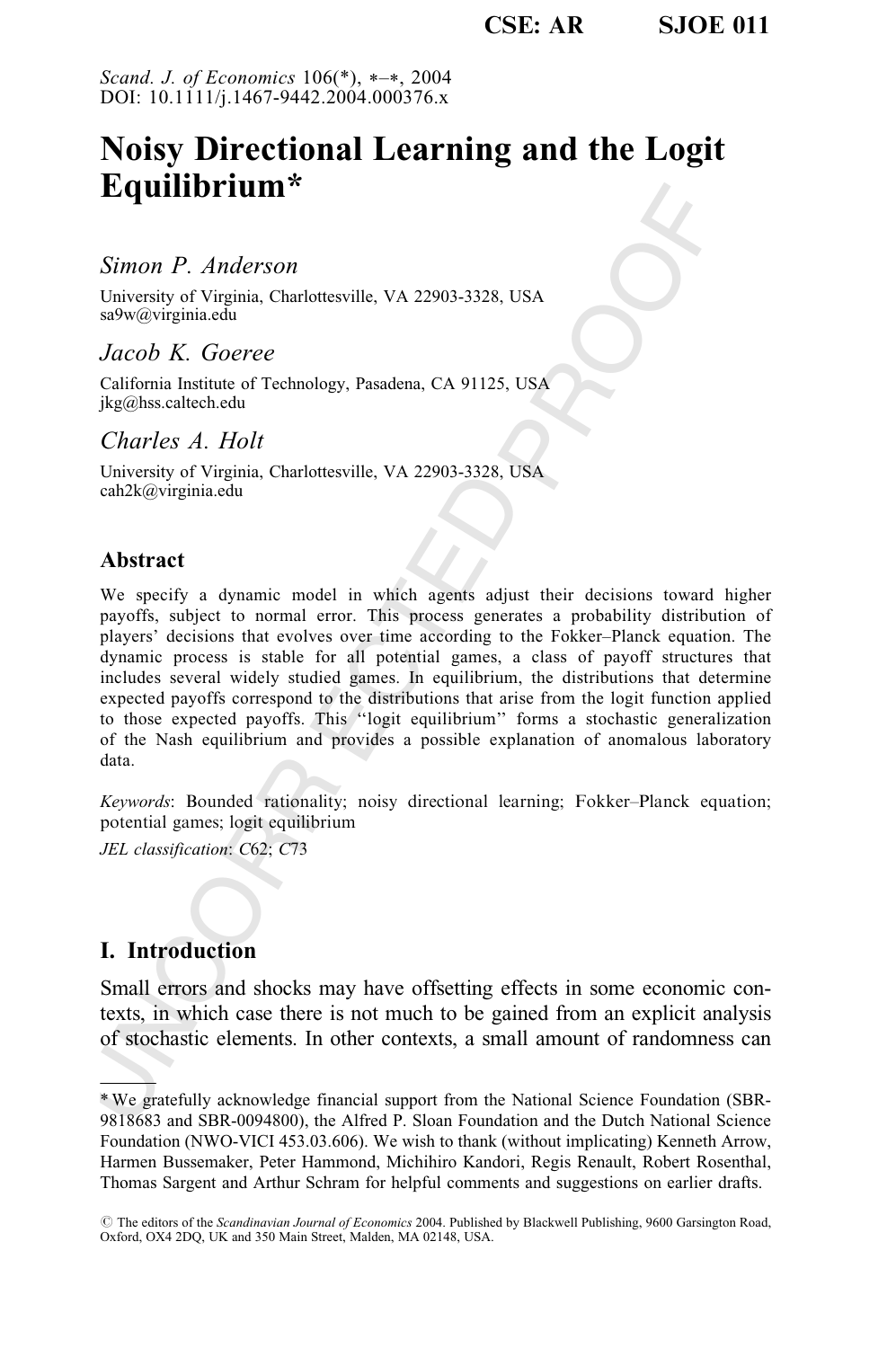# Noisy Directional Learning and the Logit Equilibrium*

*Simon P. Anderson*

University of Virginia, Charlottesville, VA 22903-3328, USA
sa9w@virginia.edu

*Jacob K. Goeree*

California Institute of Technology, Pasadena, CA 91125, USA
jkg@hss.caltech.edu

*Charles A. Holt*

University of Virginia, Charlottesville, VA 22903-3328, USA
cah2k@virginia.edu

## Abstract

We specify a dynamic model in which agents adjust their decisions toward higher payoffs, subject to normal error. This process generates a probability distribution of players' decisions that evolves over time according to the Fokker–Planck equation. The dynamic process is stable for all potential games, a class of payoff structures that includes several widely studied games. In equilibrium, the distributions that determine expected payoffs correspond to the distributions that arise from the logit function applied to those expected payoffs. This "logit equilibrium" forms a stochastic generalization of the Nash equilibrium and provides a possible explanation of anomalous laboratory data.

*Keywords*: Bounded rationality; noisy directional learning; Fokker–Planck equation; potential games; logit equilibrium

*JEL classification*: *C*62; *C*73

## I. Introduction

Small errors and shocks may have offsetting effects in some economic contexts, in which case there is not much to be gained from an explicit analysis of stochastic elements. In other contexts, a small amount of randomness can

---

* We gratefully acknowledge financial support from the National Science Foundation (SBR-9818683 and SBR-0094800), the Alfred P. Sloan Foundation and the Dutch National Science Foundation (NWO-VICI 453.03.606). We wish to thank (without implicating) Kenneth Arrow, Harmen Bussemaker, Peter Hammond, Michihiro Kandori, Regis Renault, Robert Rosenthal, Thomas Sargent and Arthur Schram for helpful comments and suggestions on earlier drafts.

© The editors of the *Scandinavian Journal of Economics* 2004. Published by Blackwell Publishing, 9600 Garsington Road, Oxford, OX4 2DQ, UK and 350 Main Street, Malden, MA 02148, USA.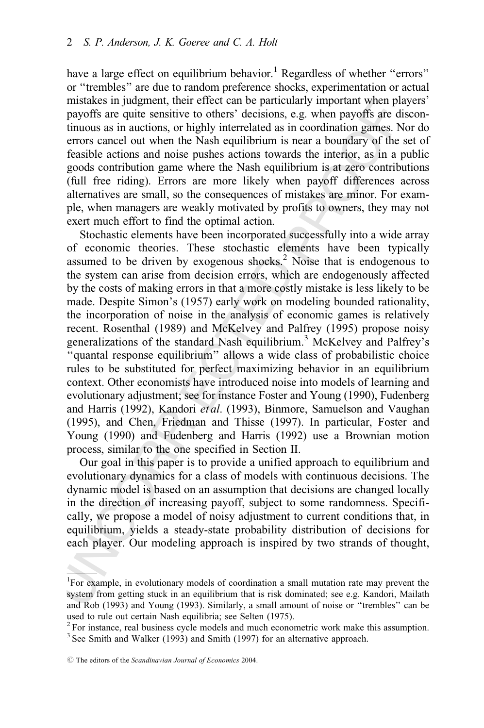have a large effect on equilibrium behavior.[1] Regardless of whether "errors" or "trembles" are due to random preference shocks, experimentation or actual mistakes in judgment, their effect can be particularly important when players' payoffs are quite sensitive to others' decisions, e.g. when payoffs are discontinuous as in auctions, or highly interrelated as in coordination games. Nor do errors cancel out when the Nash equilibrium is near a boundary of the set of feasible actions and noise pushes actions towards the interior, as in a public goods contribution game where the Nash equilibrium is at zero contributions (full free riding). Errors are more likely when payoff differences across alternatives are small, so the consequences of mistakes are minor. For example, when managers are weakly motivated by profits to owners, they may not exert much effort to find the optimal action.

Stochastic elements have been incorporated successfully into a wide array of economic theories. These stochastic elements have been typically assumed to be driven by exogenous shocks.[2] Noise that is endogenous to the system can arise from decision errors, which are endogenously affected by the costs of making errors in that a more costly mistake is less likely to be made. Despite Simon's (1957) early work on modeling bounded rationality, the incorporation of noise in the analysis of economic games is relatively recent. Rosenthal (1989) and McKelvey and Palfrey (1995) propose noisy generalizations of the standard Nash equilibrium.[3] McKelvey and Palfrey's "quantal response equilibrium" allows a wide class of probabilistic choice rules to be substituted for perfect maximizing behavior in an equilibrium context. Other economists have introduced noise into models of learning and evolutionary adjustment; see for instance Foster and Young (1990), Fudenberg and Harris (1992), Kandori *et al*. (1993), Binmore, Samuelson and Vaughan (1995), and Chen, Friedman and Thisse (1997). In particular, Foster and Young (1990) and Fudenberg and Harris (1992) use a Brownian motion process, similar to the one specified in Section II.

Our goal in this paper is to provide a unified approach to equilibrium and evolutionary dynamics for a class of models with continuous decisions. The dynamic model is based on an assumption that decisions are changed locally in the direction of increasing payoff, subject to some randomness. Specifically, we propose a model of noisy adjustment to current conditions that, in equilibrium, yields a steady-state probability distribution of decisions for each player. Our modeling approach is inspired by two strands of thought,

---

[1] For example, in evolutionary models of coordination a small mutation rate may prevent the system from getting stuck in an equilibrium that is risk dominated; see e.g. Kandori, Mailath and Rob (1993) and Young (1993). Similarly, a small amount of noise or "trembles" can be used to rule out certain Nash equilibria; see Selten (1975).

[2] For instance, real business cycle models and much econometric work make this assumption.

[3] See Smith and Walker (1993) and Smith (1997) for an alternative approach.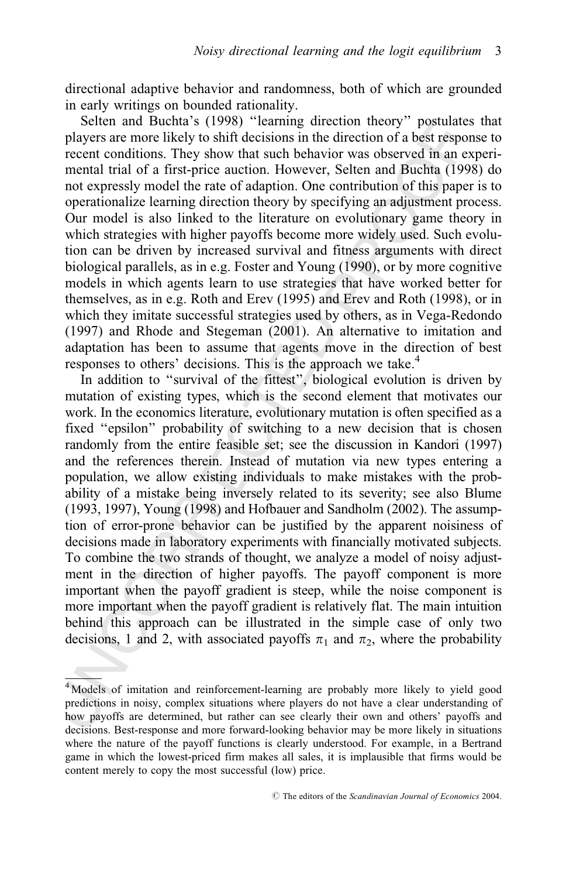directional adaptive behavior and randomness, both of which are grounded in early writings on bounded rationality.

Selten and Buchta's (1998) "learning direction theory" postulates that players are more likely to shift decisions in the direction of a best response to recent conditions. They show that such behavior was observed in an experimental trial of a first-price auction. However, Selten and Buchta (1998) do not expressly model the rate of adaption. One contribution of this paper is to operationalize learning direction theory by specifying an adjustment process. Our model is also linked to the literature on evolutionary game theory in which strategies with higher payoffs become more widely used. Such evolution can be driven by increased survival and fitness arguments with direct biological parallels, as in e.g. Foster and Young (1990), or by more cognitive models in which agents learn to use strategies that have worked better for themselves, as in e.g. Roth and Erev (1995) and Erev and Roth (1998), or in which they imitate successful strategies used by others, as in Vega-Redondo (1997) and Rhode and Stegeman (2001). An alternative to imitation and adaptation has been to assume that agents move in the direction of best responses to others' decisions. This is the approach we take.[4]

In addition to "survival of the fittest", biological evolution is driven by mutation of existing types, which is the second element that motivates our work. In the economics literature, evolutionary mutation is often specified as a fixed "epsilon" probability of switching to a new decision that is chosen randomly from the entire feasible set; see the discussion in Kandori (1997) and the references therein. Instead of mutation via new types entering a population, we allow existing individuals to make mistakes with the probability of a mistake being inversely related to its severity; see also Blume (1993, 1997), Young (1998) and Hofbauer and Sandholm (2002). The assumption of error-prone behavior can be justified by the apparent noisiness of decisions made in laboratory experiments with financially motivated subjects. To combine the two strands of thought, we analyze a model of noisy adjustment in the direction of higher payoffs. The payoff component is more important when the payoff gradient is steep, while the noise component is more important when the payoff gradient is relatively flat. The main intuition behind this approach can be illustrated in the simple case of only two decisions, 1 and 2, with associated payoffs $\pi_1$ and $\pi_2$, where the probability

[4] Models of imitation and reinforcement-learning are probably more likely to yield good predictions in noisy, complex situations where players do not have a clear understanding of how payoffs are determined, but rather can see clearly their own and others' payoffs and decisions. Best-response and more forward-looking behavior may be more likely in situations where the nature of the payoff functions is clearly understood. For example, in a Bertrand game in which the lowest-priced firm makes all sales, it is implausible that firms would be content merely to copy the most successful (low) price.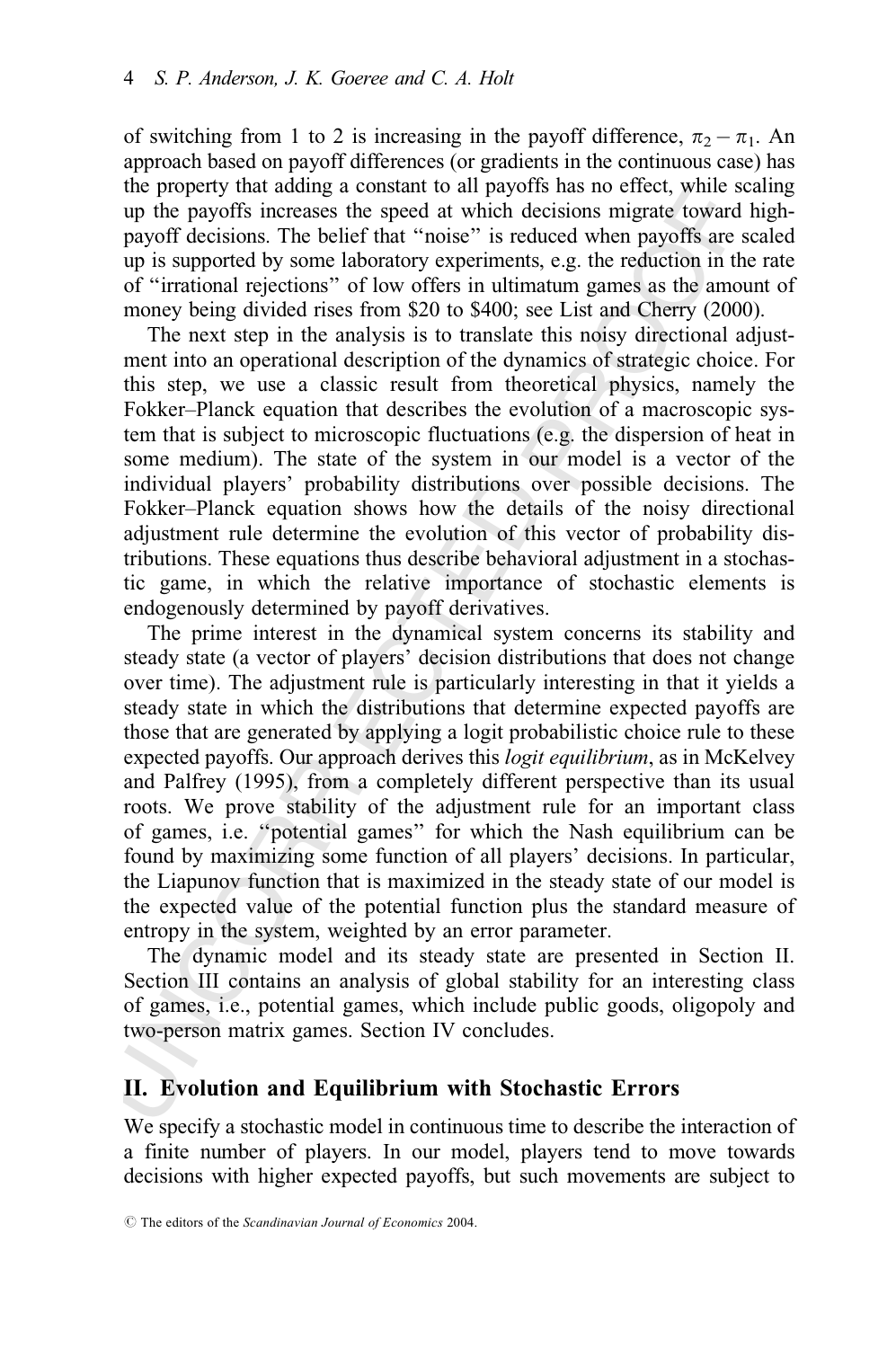of switching from 1 to 2 is increasing in the payoff difference, $\pi_2 - \pi_1$. An approach based on payoff differences (or gradients in the continuous case) has the property that adding a constant to all payoffs has no effect, while scaling up the payoffs increases the speed at which decisions migrate toward high-payoff decisions. The belief that "noise" is reduced when payoffs are scaled up is supported by some laboratory experiments, e.g. the reduction in the rate of "irrational rejections" of low offers in ultimatum games as the amount of money being divided rises from \$20 to \$400; see List and Cherry (2000).

The next step in the analysis is to translate this noisy directional adjustment into an operational description of the dynamics of strategic choice. For this step, we use a classic result from theoretical physics, namely the Fokker–Planck equation that describes the evolution of a macroscopic system that is subject to microscopic fluctuations (e.g. the dispersion of heat in some medium). The state of the system in our model is a vector of the individual players' probability distributions over possible decisions. The Fokker–Planck equation shows how the details of the noisy directional adjustment rule determine the evolution of this vector of probability distributions. These equations thus describe behavioral adjustment in a stochastic game, in which the relative importance of stochastic elements is endogenously determined by payoff derivatives.

The prime interest in the dynamical system concerns its stability and steady state (a vector of players' decision distributions that does not change over time). The adjustment rule is particularly interesting in that it yields a steady state in which the distributions that determine expected payoffs are those that are generated by applying a logit probabilistic choice rule to these expected payoffs. Our approach derives this *logit equilibrium*, as in McKelvey and Palfrey (1995), from a completely different perspective than its usual roots. We prove stability of the adjustment rule for an important class of games, i.e. "potential games" for which the Nash equilibrium can be found by maximizing some function of all players' decisions. In particular, the Liapunov function that is maximized in the steady state of our model is the expected value of the potential function plus the standard measure of entropy in the system, weighted by an error parameter.

The dynamic model and its steady state are presented in Section II. Section III contains an analysis of global stability for an interesting class of games, i.e., potential games, which include public goods, oligopoly and two-person matrix games. Section IV concludes.

## II. Evolution and Equilibrium with Stochastic Errors

We specify a stochastic model in continuous time to describe the interaction of a finite number of players. In our model, players tend to move towards decisions with higher expected payoffs, but such movements are subject to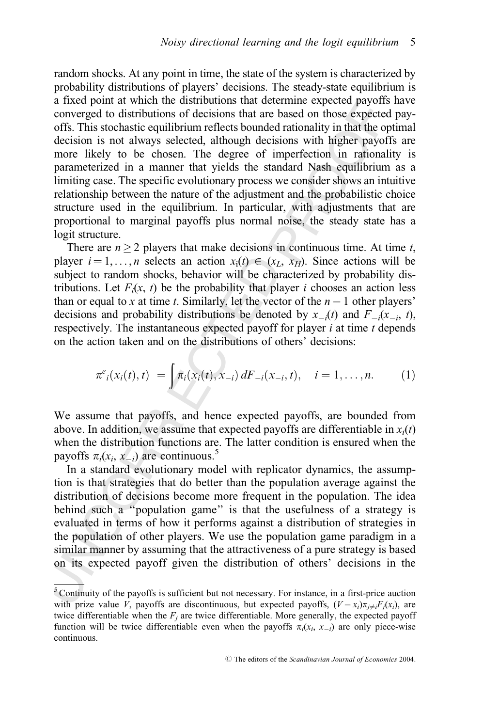random shocks. At any point in time, the state of the system is characterized by probability distributions of players' decisions. The steady-state equilibrium is a fixed point at which the distributions that determine expected payoffs have converged to distributions of decisions that are based on those expected payoffs. This stochastic equilibrium reflects bounded rationality in that the optimal decision is not always selected, although decisions with higher payoffs are more likely to be chosen. The degree of imperfection in rationality is parameterized in a manner that yields the standard Nash equilibrium as a limiting case. The specific evolutionary process we consider shows an intuitive relationship between the nature of the adjustment and the probabilistic choice structure used in the equilibrium. In particular, with adjustments that are proportional to marginal payoffs plus normal noise, the steady state has a logit structure.

There are $n \geq 2$ players that make decisions in continuous time. At time $t$, player $i = 1, \ldots, n$ selects an action $x_i(t) \in (x_L, x_H)$. Since actions will be subject to random shocks, behavior will be characterized by probability distributions. Let $F_i(x, t)$ be the probability that player $i$ chooses an action less than or equal to $x$ at time $t$. Similarly, let the vector of the $n - 1$ other players' decisions and probability distributions be denoted by $x_{-i}(t)$ and $F_{-i}(x_{-i}, t)$, respectively. The instantaneous expected payoff for player $i$ at time $t$ depends on the action taken and on the distributions of others' decisions:

$$\pi^e{}_i(x_i(t), t) = \int \pi_i(x_i(t), x_{-i}) \, dF_{-i}(x_{-i}, t), \quad i = 1, \ldots, n. \tag{1}$$

We assume that payoffs, and hence expected payoffs, are bounded from above. In addition, we assume that expected payoffs are differentiable in $x_i(t)$ when the distribution functions are. The latter condition is ensured when the payoffs $\pi_i(x_i, x_{-i})$ are continuous.[5]

In a standard evolutionary model with replicator dynamics, the assumption is that strategies that do better than the population average against the distribution of decisions become more frequent in the population. The idea behind such a "population game" is that the usefulness of a strategy is evaluated in terms of how it performs against a distribution of strategies in the population of other players. We use the population game paradigm in a similar manner by assuming that the attractiveness of a pure strategy is based on its expected payoff given the distribution of others' decisions in the

[5] Continuity of the payoffs is sufficient but not necessary. For instance, in a first-price auction with prize value $V$, payoffs are discontinuous, but expected payoffs, $(V - x_i)\pi_{j \neq i} F_j(x_i)$, are twice differentiable when the $F_j$ are twice differentiable. More generally, the expected payoff function will be twice differentiable even when the payoffs $\pi_i(x_i, x_{-i})$ are only piece-wise continuous.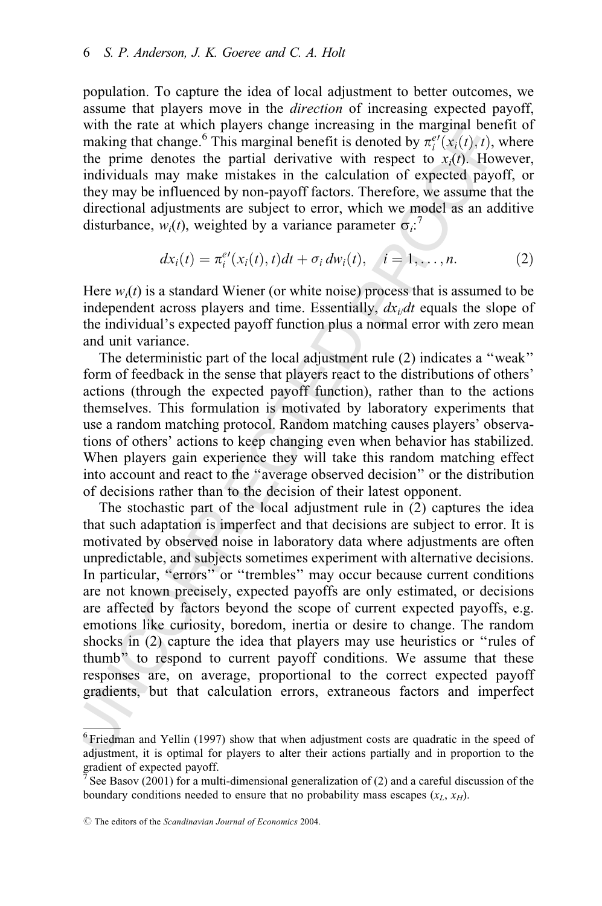population. To capture the idea of local adjustment to better outcomes, we assume that players move in the *direction* of increasing expected payoff, with the rate at which players change increasing in the marginal benefit of making that change.[6] This marginal benefit is denoted by $\pi_i^{e\prime}(x_i(t), t)$, where the prime denotes the partial derivative with respect to $x_i(t)$. However, individuals may make mistakes in the calculation of expected payoff, or they may be influenced by non-payoff factors. Therefore, we assume that the directional adjustments are subject to error, which we model as an additive disturbance, $w_i(t)$, weighted by a variance parameter $\sigma_i$:[7]

$$dx_i(t) = \pi_i^{e\prime}(x_i(t), t)dt + \sigma_i \, dw_i(t), \quad i = 1, \ldots, n. \tag{2}$$

Here $w_i(t)$ is a standard Wiener (or white noise) process that is assumed to be independent across players and time. Essentially, $dx_i/dt$ equals the slope of the individual's expected payoff function plus a normal error with zero mean and unit variance.

The deterministic part of the local adjustment rule (2) indicates a "weak" form of feedback in the sense that players react to the distributions of others' actions (through the expected payoff function), rather than to the actions themselves. This formulation is motivated by laboratory experiments that use a random matching protocol. Random matching causes players' observations of others' actions to keep changing even when behavior has stabilized. When players gain experience they will take this random matching effect into account and react to the "average observed decision" or the distribution of decisions rather than to the decision of their latest opponent.

The stochastic part of the local adjustment rule in (2) captures the idea that such adaptation is imperfect and that decisions are subject to error. It is motivated by observed noise in laboratory data where adjustments are often unpredictable, and subjects sometimes experiment with alternative decisions. In particular, "errors" or "trembles" may occur because current conditions are not known precisely, expected payoffs are only estimated, or decisions are affected by factors beyond the scope of current expected payoffs, e.g. emotions like curiosity, boredom, inertia or desire to change. The random shocks in (2) capture the idea that players may use heuristics or "rules of thumb" to respond to current payoff conditions. We assume that these responses are, on average, proportional to the correct expected payoff gradients, but that calculation errors, extraneous factors and imperfect

---

[6] Friedman and Yellin (1997) show that when adjustment costs are quadratic in the speed of adjustment, it is optimal for players to alter their actions partially and in proportion to the gradient of expected payoff.

[7] See Basov (2001) for a multi-dimensional generalization of (2) and a careful discussion of the boundary conditions needed to ensure that no probability mass escapes $(x_L, x_H)$.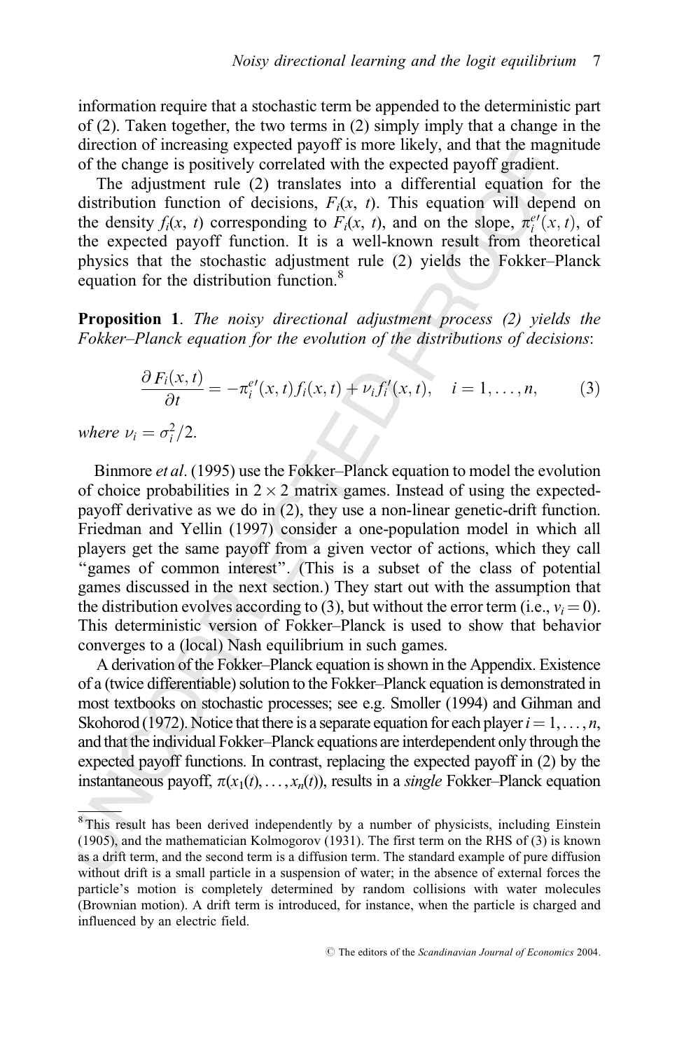information require that a stochastic term be appended to the deterministic part of (2). Taken together, the two terms in (2) simply imply that a change in the direction of increasing expected payoff is more likely, and that the magnitude of the change is positively correlated with the expected payoff gradient.

The adjustment rule (2) translates into a differential equation for the distribution function of decisions, $F_i(x, t)$. This equation will depend on the density $f_i(x, t)$ corresponding to $F_i(x, t)$, and on the slope, $\pi_i^{e\prime}(x, t)$, of the expected payoff function. It is a well-known result from theoretical physics that the stochastic adjustment rule (2) yields the Fokker–Planck equation for the distribution function.[8]

**Proposition 1**. *The noisy directional adjustment process (2) yields the Fokker–Planck equation for the evolution of the distributions of decisions*:

$$\frac{\partial F_i(x,t)}{\partial t} = -\pi_i^{e\prime}(x,t) f_i(x,t) + \nu_i f_i^{\prime}(x,t), \quad i = 1, \ldots, n, \tag{3}$$

*where* $\nu_i = \sigma_i^2/2$.

Binmore *et al*. (1995) use the Fokker–Planck equation to model the evolution of choice probabilities in $2 \times 2$ matrix games. Instead of using the expected-payoff derivative as we do in (2), they use a non-linear genetic-drift function. Friedman and Yellin (1997) consider a one-population model in which all players get the same payoff from a given vector of actions, which they call "games of common interest". (This is a subset of the class of potential games discussed in the next section.) They start out with the assumption that the distribution evolves according to (3), but without the error term (i.e., $v_i = 0$). This deterministic version of Fokker–Planck is used to show that behavior converges to a (local) Nash equilibrium in such games.

A derivation of the Fokker–Planck equation is shown in the Appendix. Existence of a (twice differentiable) solution to the Fokker–Planck equation is demonstrated in most textbooks on stochastic processes; see e.g. Smoller (1994) and Gihman and Skohorod (1972). Notice that there is a separate equation for each player $i = 1, \ldots, n$, and that the individual Fokker–Planck equations are interdependent only through the expected payoff functions. In contrast, replacing the expected payoff in (2) by the instantaneous payoff, $\pi(x_1(t), \ldots, x_n(t))$, results in a *single* Fokker–Planck equation

[8] This result has been derived independently by a number of physicists, including Einstein (1905), and the mathematician Kolmogorov (1931). The first term on the RHS of (3) is known as a drift term, and the second term is a diffusion term. The standard example of pure diffusion without drift is a small particle in a suspension of water; in the absence of external forces the particle's motion is completely determined by random collisions with water molecules (Brownian motion). A drift term is introduced, for instance, when the particle is charged and influenced by an electric field.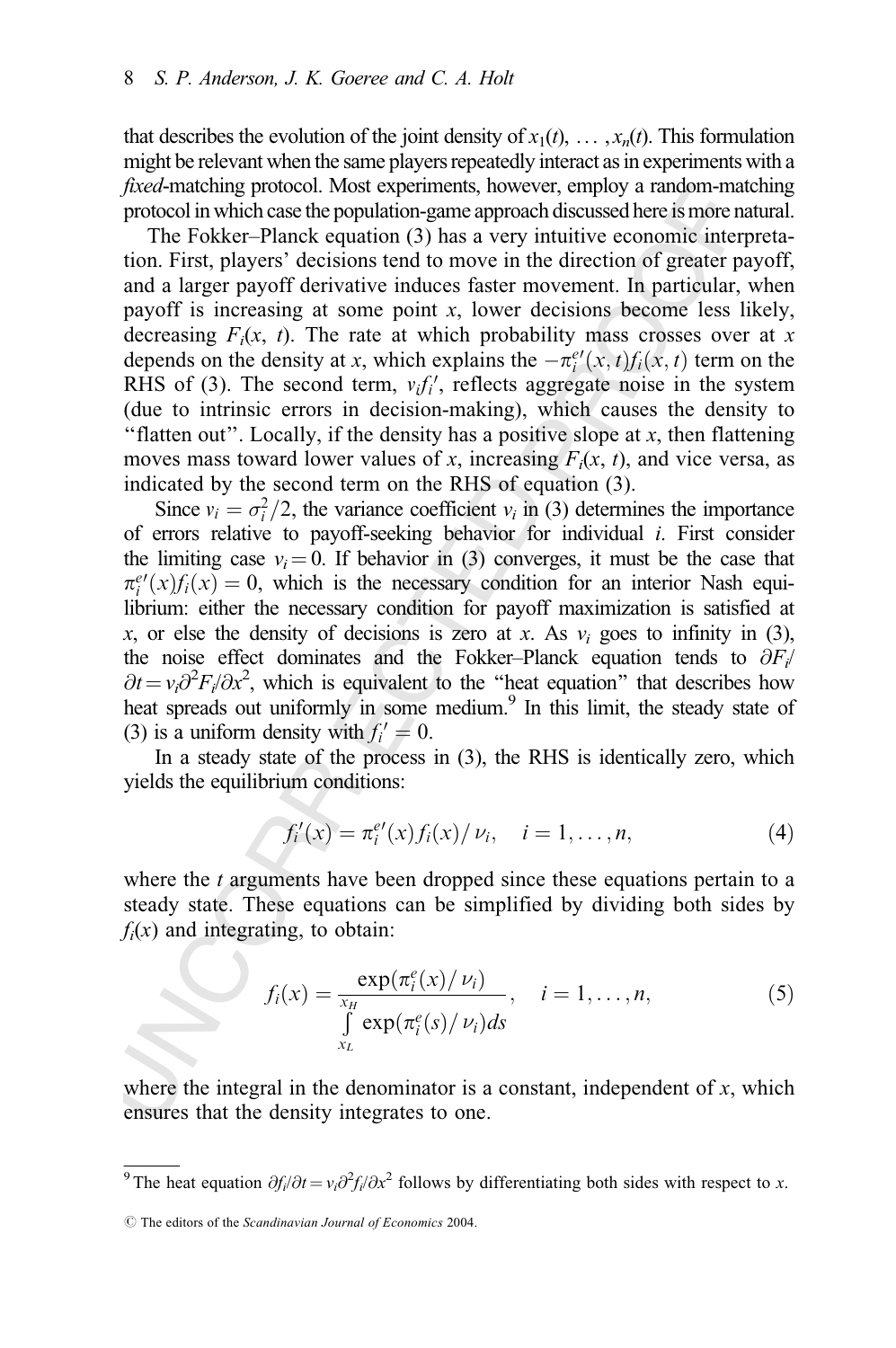that describes the evolution of the joint density of $x_1(t), \ldots, x_n(t)$. This formulation might be relevant when the same players repeatedly interact as in experiments with a *fixed*-matching protocol. Most experiments, however, employ a random-matching protocol in which case the population-game approach discussed here is more natural.

The Fokker–Planck equation (3) has a very intuitive economic interpretation. First, players' decisions tend to move in the direction of greater payoff, and a larger payoff derivative induces faster movement. In particular, when payoff is increasing at some point $x$, lower decisions become less likely, decreasing $F_i(x, t)$. The rate at which probability mass crosses over at $x$ depends on the density at $x$, which explains the $-\pi_i^{e\prime}(x, t) f_i(x, t)$ term on the RHS of (3). The second term, $\nu_i f_i'$, reflects aggregate noise in the system (due to intrinsic errors in decision-making), which causes the density to "flatten out". Locally, if the density has a positive slope at $x$, then flattening moves mass toward lower values of $x$, increasing $F_i(x, t)$, and vice versa, as indicated by the second term on the RHS of equation (3).

Since $\nu_i = \sigma_i^2/2$, the variance coefficient $\nu_i$ in (3) determines the importance of errors relative to payoff-seeking behavior for individual $i$. First consider the limiting case $\nu_i = 0$. If behavior in (3) converges, it must be the case that $\pi_i^{e\prime}(x) f_i(x) = 0$, which is the necessary condition for an interior Nash equilibrium: either the necessary condition for payoff maximization is satisfied at $x$, or else the density of decisions is zero at $x$. As $\nu_i$ goes to infinity in (3), the noise effect dominates and the Fokker–Planck equation tends to $\partial F_i / \partial t = \nu_i \partial^2 F_i / \partial x^2$, which is equivalent to the "heat equation" that describes how heat spreads out uniformly in some medium.[9] In this limit, the steady state of (3) is a uniform density with $f_i' = 0$.

In a steady state of the process in (3), the RHS is identically zero, which yields the equilibrium conditions:

$$f_i'(x) = \pi_i^{e\prime}(x) f_i(x) / \nu_i, \quad i = 1, \ldots, n, \tag{4}$$

where the $t$ arguments have been dropped since these equations pertain to a steady state. These equations can be simplified by dividing both sides by $f_i(x)$ and integrating, to obtain:

$$f_i(x) = \frac{\exp(\pi_i^e(x)/\nu_i)}{\int_{x_L}^{x_H} \exp(\pi_i^e(s)/\nu_i) ds}, \quad i = 1, \ldots, n, \tag{5}$$

where the integral in the denominator is a constant, independent of $x$, which ensures that the density integrates to one.

[9] The heat equation $\partial f_i / \partial t = \nu_i \partial^2 f_i / \partial x^2$ follows by differentiating both sides with respect to $x$.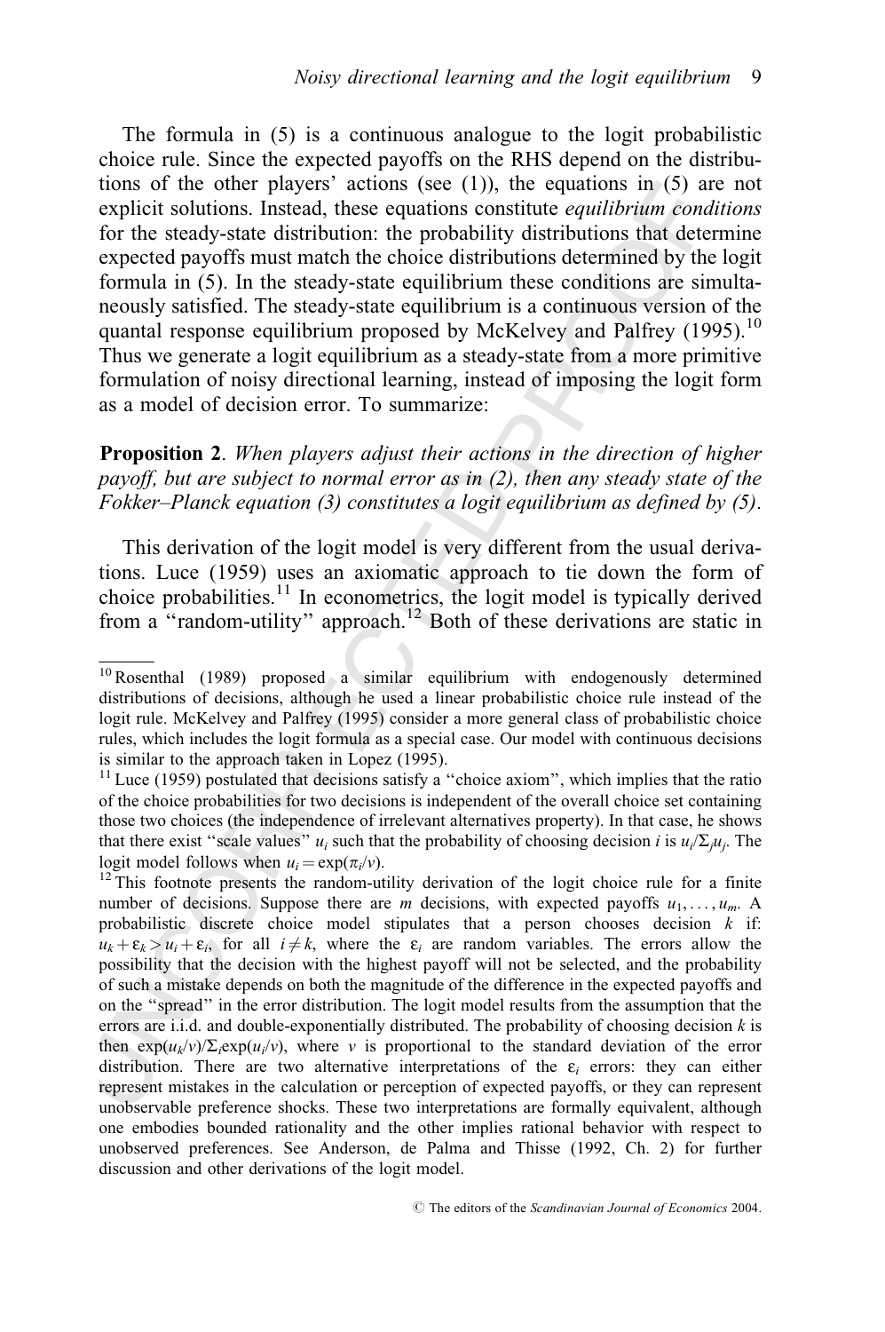The formula in (5) is a continuous analogue to the logit probabilistic choice rule. Since the expected payoffs on the RHS depend on the distributions of the other players' actions (see (1)), the equations in (5) are not explicit solutions. Instead, these equations constitute *equilibrium conditions* for the steady-state distribution: the probability distributions that determine expected payoffs must match the choice distributions determined by the logit formula in (5). In the steady-state equilibrium these conditions are simultaneously satisfied. The steady-state equilibrium is a continuous version of the quantal response equilibrium proposed by McKelvey and Palfrey (1995).[10] Thus we generate a logit equilibrium as a steady-state from a more primitive formulation of noisy directional learning, instead of imposing the logit form as a model of decision error. To summarize:

**Proposition 2**. *When players adjust their actions in the direction of higher payoff, but are subject to normal error as in (2), then any steady state of the Fokker–Planck equation (3) constitutes a logit equilibrium as defined by (5).*

This derivation of the logit model is very different from the usual derivations. Luce (1959) uses an axiomatic approach to tie down the form of choice probabilities.[11] In econometrics, the logit model is typically derived from a "random-utility" approach.[12] Both of these derivations are static in

---

[10] Rosenthal (1989) proposed a similar equilibrium with endogenously determined distributions of decisions, although he used a linear probabilistic choice rule instead of the logit rule. McKelvey and Palfrey (1995) consider a more general class of probabilistic choice rules, which includes the logit formula as a special case. Our model with continuous decisions is similar to the approach taken in Lopez (1995).

[11] Luce (1959) postulated that decisions satisfy a "choice axiom", which implies that the ratio of the choice probabilities for two decisions is independent of the overall choice set containing those two choices (the independence of irrelevant alternatives property). In that case, he shows that there exist "scale values" $u_i$ such that the probability of choosing decision $i$ is $u_i/\Sigma_j u_j$. The logit model follows when $u_i = \exp(\pi_i/v)$.

[12] This footnote presents the random-utility derivation of the logit choice rule for a finite number of decisions. Suppose there are $m$ decisions, with expected payoffs $u_1, \ldots, u_m$. A probabilistic discrete choice model stipulates that a person chooses decision $k$ if: $u_k + \varepsilon_k > u_i + \varepsilon_i$, for all $i \neq k$, where the $\varepsilon_i$ are random variables. The errors allow the possibility that the decision with the highest payoff will not be selected, and the probability of such a mistake depends on both the magnitude of the difference in the expected payoffs and on the "spread" in the error distribution. The logit model results from the assumption that the errors are i.i.d. and double-exponentially distributed. The probability of choosing decision $k$ is then $\exp(u_k/v)/\Sigma_i \exp(u_i/v)$, where $v$ is proportional to the standard deviation of the error distribution. There are two alternative interpretations of the $\varepsilon_i$ errors: they can either represent mistakes in the calculation or perception of expected payoffs, or they can represent unobservable preference shocks. These two interpretations are formally equivalent, although one embodies bounded rationality and the other implies rational behavior with respect to unobserved preferences. See Anderson, de Palma and Thisse (1992, Ch. 2) for further discussion and other derivations of the logit model.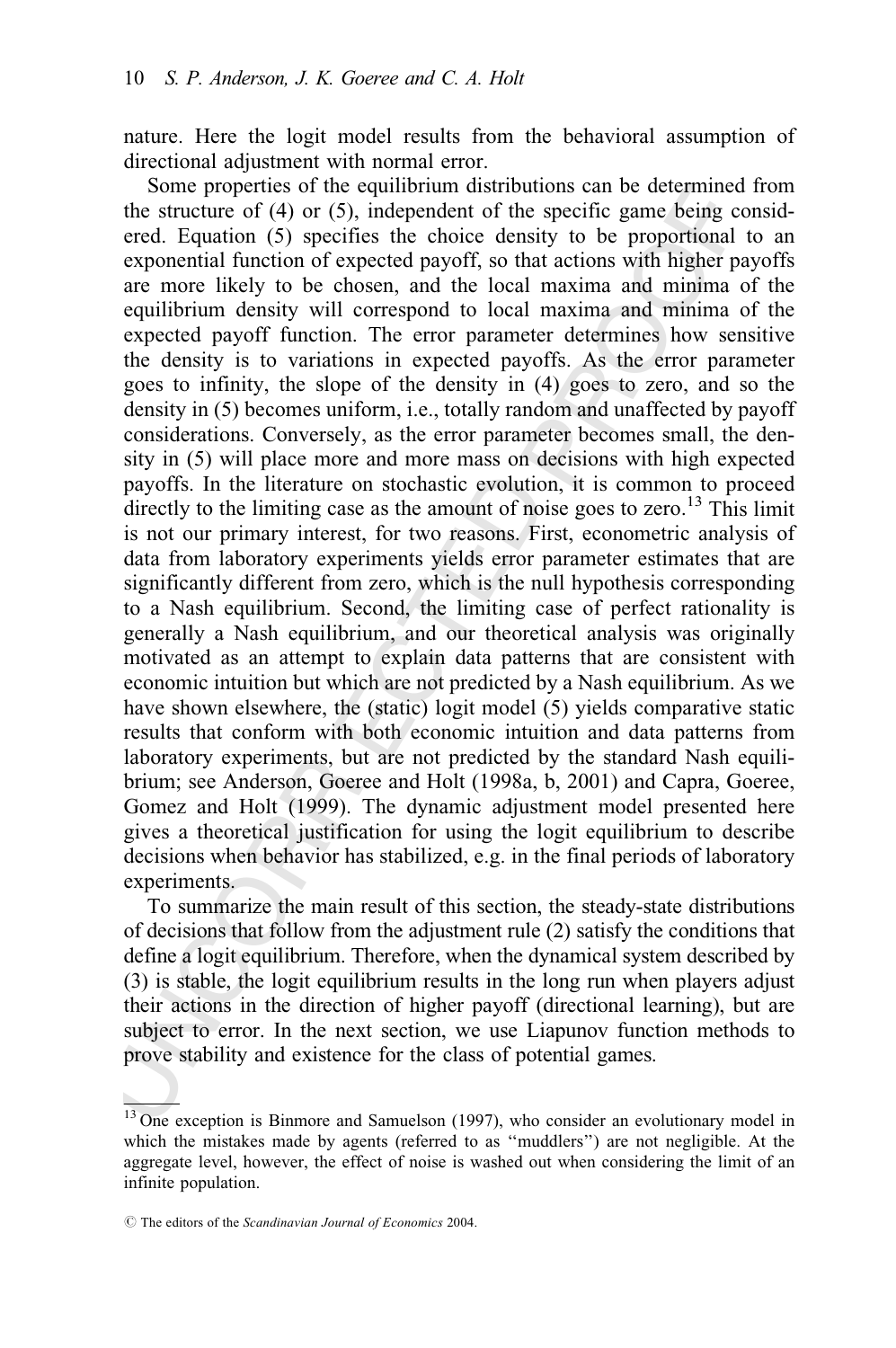nature. Here the logit model results from the behavioral assumption of directional adjustment with normal error.

Some properties of the equilibrium distributions can be determined from the structure of (4) or (5), independent of the specific game being considered. Equation (5) specifies the choice density to be proportional to an exponential function of expected payoff, so that actions with higher payoffs are more likely to be chosen, and the local maxima and minima of the equilibrium density will correspond to local maxima and minima of the expected payoff function. The error parameter determines how sensitive the density is to variations in expected payoffs. As the error parameter goes to infinity, the slope of the density in (4) goes to zero, and so the density in (5) becomes uniform, i.e., totally random and unaffected by payoff considerations. Conversely, as the error parameter becomes small, the density in (5) will place more and more mass on decisions with high expected payoffs. In the literature on stochastic evolution, it is common to proceed directly to the limiting case as the amount of noise goes to zero.[13] This limit is not our primary interest, for two reasons. First, econometric analysis of data from laboratory experiments yields error parameter estimates that are significantly different from zero, which is the null hypothesis corresponding to a Nash equilibrium. Second, the limiting case of perfect rationality is generally a Nash equilibrium, and our theoretical analysis was originally motivated as an attempt to explain data patterns that are consistent with economic intuition but which are not predicted by a Nash equilibrium. As we have shown elsewhere, the (static) logit model (5) yields comparative static results that conform with both economic intuition and data patterns from laboratory experiments, but are not predicted by the standard Nash equilibrium; see Anderson, Goeree and Holt (1998a, b, 2001) and Capra, Goeree, Gomez and Holt (1999). The dynamic adjustment model presented here gives a theoretical justification for using the logit equilibrium to describe decisions when behavior has stabilized, e.g. in the final periods of laboratory experiments.

To summarize the main result of this section, the steady-state distributions of decisions that follow from the adjustment rule (2) satisfy the conditions that define a logit equilibrium. Therefore, when the dynamical system described by (3) is stable, the logit equilibrium results in the long run when players adjust their actions in the direction of higher payoff (directional learning), but are subject to error. In the next section, we use Liapunov function methods to prove stability and existence for the class of potential games.

[13] One exception is Binmore and Samuelson (1997), who consider an evolutionary model in which the mistakes made by agents (referred to as "muddlers") are not negligible. At the aggregate level, however, the effect of noise is washed out when considering the limit of an infinite population.

© The editors of the *Scandinavian Journal of Economics* 2004.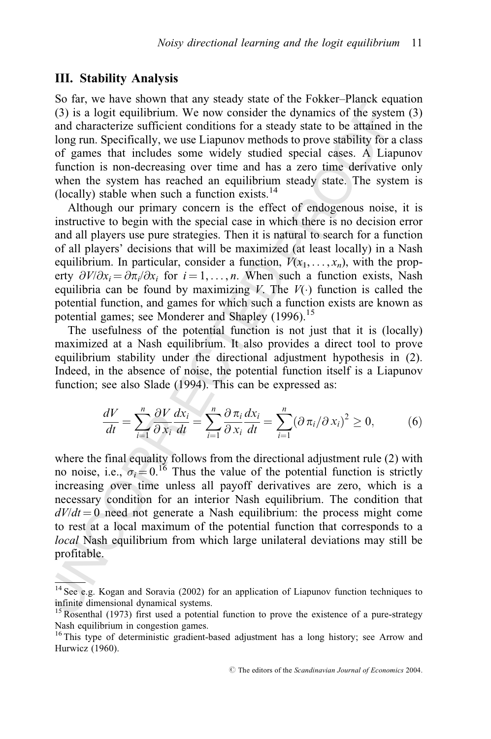## III. Stability Analysis

So far, we have shown that any steady state of the Fokker–Planck equation (3) is a logit equilibrium. We now consider the dynamics of the system (3) and characterize sufficient conditions for a steady state to be attained in the long run. Specifically, we use Liapunov methods to prove stability for a class of games that includes some widely studied special cases. A Liapunov function is non-decreasing over time and has a zero time derivative only when the system has reached an equilibrium steady state. The system is (locally) stable when such a function exists.[14]

Although our primary concern is the effect of endogenous noise, it is instructive to begin with the special case in which there is no decision error and all players use pure strategies. Then it is natural to search for a function of all players' decisions that will be maximized (at least locally) in a Nash equilibrium. In particular, consider a function, $V(x_1, \ldots, x_n)$, with the property $\partial V/\partial x_i = \partial \pi_i/\partial x_i$ for $i = 1, \ldots, n$. When such a function exists, Nash equilibria can be found by maximizing $V$. The $V(\cdot)$ function is called the potential function, and games for which such a function exists are known as potential games; see Monderer and Shapley (1996).[15]

The usefulness of the potential function is not just that it is (locally) maximized at a Nash equilibrium. It also provides a direct tool to prove equilibrium stability under the directional adjustment hypothesis in (2). Indeed, in the absence of noise, the potential function itself is a Liapunov function; see also Slade (1994). This can be expressed as:

$$\frac{dV}{dt} = \sum_{i=1}^{n} \frac{\partial V}{\partial x_i}\frac{dx_i}{dt} = \sum_{i=1}^{n} \frac{\partial \pi_i}{\partial x_i}\frac{dx_i}{dt} = \sum_{i=1}^{n} (\partial \pi_i/\partial x_i)^2 \geq 0, \tag{6}$$

where the final equality follows from the directional adjustment rule (2) with no noise, i.e., $\sigma_i = 0$.[16] Thus the value of the potential function is strictly increasing over time unless all payoff derivatives are zero, which is a necessary condition for an interior Nash equilibrium. The condition that $dV/dt = 0$ need not generate a Nash equilibrium: the process might come to rest at a local maximum of the potential function that corresponds to a *local* Nash equilibrium from which large unilateral deviations may still be profitable.

---

[14] See e.g. Kogan and Soravia (2002) for an application of Liapunov function techniques to infinite dimensional dynamical systems.

[15] Rosenthal (1973) first used a potential function to prove the existence of a pure-strategy Nash equilibrium in congestion games.

[16] This type of deterministic gradient-based adjustment has a long history; see Arrow and Hurwicz (1960).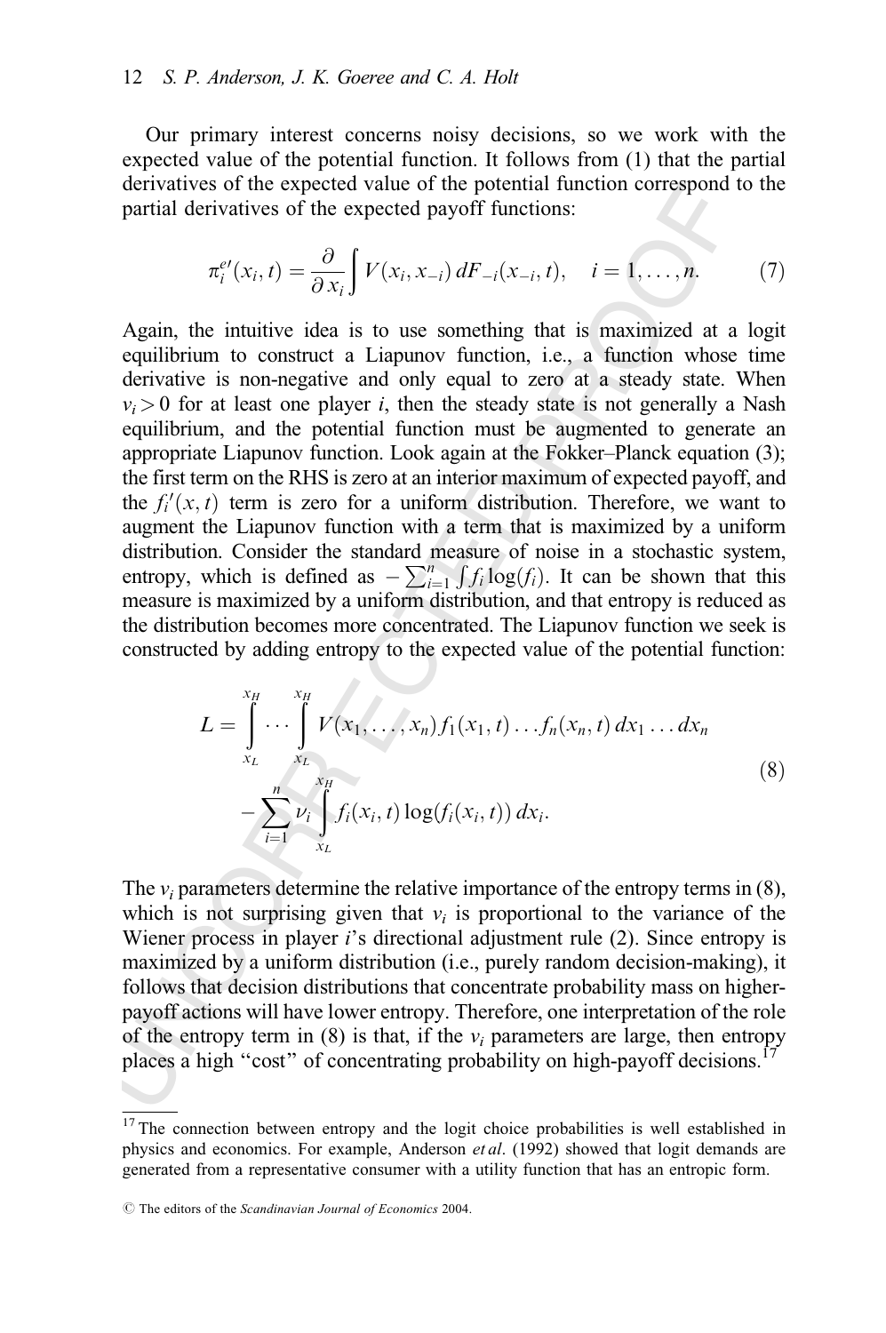Our primary interest concerns noisy decisions, so we work with the expected value of the potential function. It follows from (1) that the partial derivatives of the expected value of the potential function correspond to the partial derivatives of the expected payoff functions:

$$\pi_i^{e\prime}(x_i, t) = \frac{\partial}{\partial x_i} \int V(x_i, x_{-i})\, dF_{-i}(x_{-i}, t), \quad i = 1, \ldots, n. \tag{7}$$

Again, the intuitive idea is to use something that is maximized at a logit equilibrium to construct a Liapunov function, i.e., a function whose time derivative is non-negative and only equal to zero at a steady state. When $v_i > 0$ for at least one player $i$, then the steady state is not generally a Nash equilibrium, and the potential function must be augmented to generate an appropriate Liapunov function. Look again at the Fokker–Planck equation (3); the first term on the RHS is zero at an interior maximum of expected payoff, and the $f_i'(x, t)$ term is zero for a uniform distribution. Therefore, we want to augment the Liapunov function with a term that is maximized by a uniform distribution. Consider the standard measure of noise in a stochastic system, entropy, which is defined as $-\sum_{i=1}^{n} \int f_i \log(f_i)$. It can be shown that this measure is maximized by a uniform distribution, and that entropy is reduced as the distribution becomes more concentrated. The Liapunov function we seek is constructed by adding entropy to the expected value of the potential function:

$$\begin{aligned} L = & \int_{x_L}^{x_H} \cdots \int_{x_L}^{x_H} V(x_1, \ldots, x_n) f_1(x_1, t) \ldots f_n(x_n, t)\, dx_1 \ldots dx_n \\ & - \sum_{i=1}^{n} v_i \int_{x_L}^{x_H} f_i(x_i, t) \log(f_i(x_i, t))\, dx_i. \end{aligned} \tag{8}$$

The $v_i$ parameters determine the relative importance of the entropy terms in (8), which is not surprising given that $v_i$ is proportional to the variance of the Wiener process in player $i$'s directional adjustment rule (2). Since entropy is maximized by a uniform distribution (i.e., purely random decision-making), it follows that decision distributions that concentrate probability mass on higher-payoff actions will have lower entropy. Therefore, one interpretation of the role of the entropy term in (8) is that, if the $v_i$ parameters are large, then entropy places a high "cost" of concentrating probability on high-payoff decisions.[17]

[17] The connection between entropy and the logit choice probabilities is well established in physics and economics. For example, Anderson *et al*. (1992) showed that logit demands are generated from a representative consumer with a utility function that has an entropic form.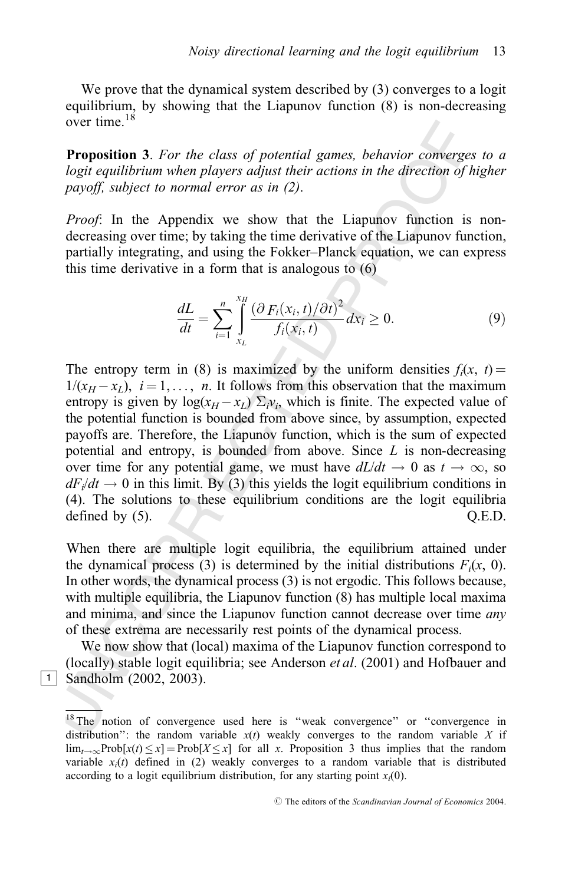We prove that the dynamical system described by (3) converges to a logit equilibrium, by showing that the Liapunov function (8) is non-decreasing over time.[18]

**Proposition 3**. *For the class of potential games, behavior converges to a logit equilibrium when players adjust their actions in the direction of higher payoff, subject to normal error as in (2).*

*Proof*: In the Appendix we show that the Liapunov function is non-decreasing over time; by taking the time derivative of the Liapunov function, partially integrating, and using the Fokker–Planck equation, we can express this time derivative in a form that is analogous to (6)

$$\frac{dL}{dt} = \sum_{i=1}^{n} \int_{x_L}^{x_H} \frac{(\partial F_i(x_i, t)/\partial t)^2}{f_i(x_i, t)} dx_i \geq 0. \tag{9}$$

The entropy term in (8) is maximized by the uniform densities $f_i(x, t) = 1/(x_H - x_L)$, $i = 1, \ldots, n$. It follows from this observation that the maximum entropy is given by $\log(x_H - x_L) \Sigma_i v_i$, which is finite. The expected value of the potential function is bounded from above since, by assumption, expected payoffs are. Therefore, the Liapunov function, which is the sum of expected potential and entropy, is bounded from above. Since $L$ is non-decreasing over time for any potential game, we must have $dL/dt \to 0$ as $t \to \infty$, so $dF_i/dt \to 0$ in this limit. By (3) this yields the logit equilibrium conditions in (4). The solutions to these equilibrium conditions are the logit equilibria defined by (5). Q.E.D.

When there are multiple logit equilibria, the equilibrium attained under the dynamical process (3) is determined by the initial distributions $F_i(x, 0)$. In other words, the dynamical process (3) is not ergodic. This follows because, with multiple equilibria, the Liapunov function (8) has multiple local maxima and minima, and since the Liapunov function cannot decrease over time *any* of these extrema are necessarily rest points of the dynamical process.

We now show that (local) maxima of the Liapunov function correspond to (locally) stable logit equilibria; see Anderson *et al*. (2001) and Hofbauer and Sandholm (2002, 2003).

[18] The notion of convergence used here is "weak convergence" or "convergence in distribution": the random variable $x(t)$ weakly converges to the random variable $X$ if $\lim_{t\to\infty}\text{Prob}[x(t) \leq x] = \text{Prob}[X \leq x]$ for all $x$. Proposition 3 thus implies that the random variable $x_i(t)$ defined in (2) weakly converges to a random variable that is distributed according to a logit equilibrium distribution, for any starting point $x_i(0)$.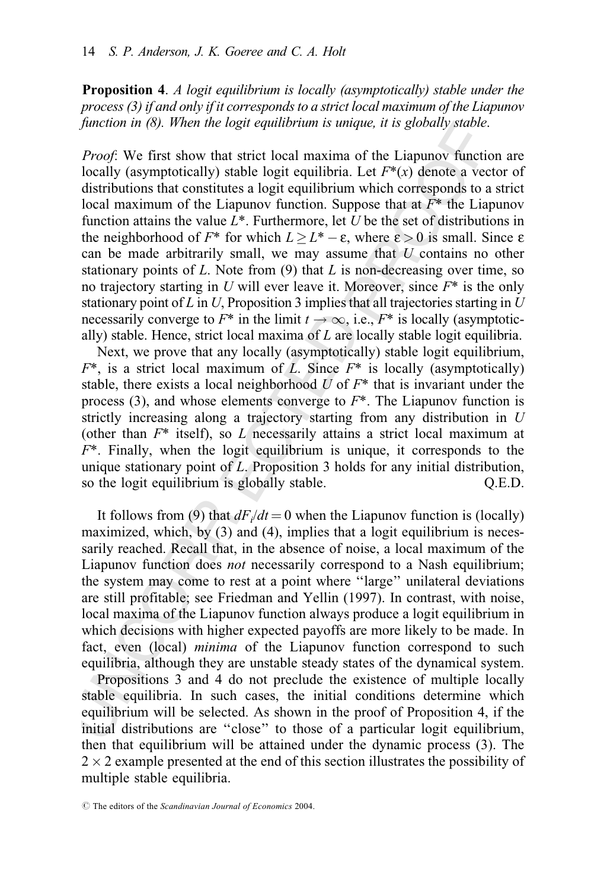**Proposition 4**. *A logit equilibrium is locally (asymptotically) stable under the process (3) if and only if it corresponds to a strict local maximum of the Liapunov function in (8). When the logit equilibrium is unique, it is globally stable*.

*Proof*: We first show that strict local maxima of the Liapunov function are locally (asymptotically) stable logit equilibria. Let $F^*(x)$ denote a vector of distributions that constitutes a logit equilibrium which corresponds to a strict local maximum of the Liapunov function. Suppose that at $F^*$ the Liapunov function attains the value $L^*$. Furthermore, let $U$ be the set of distributions in the neighborhood of $F^*$ for which $L \geq L^* - \varepsilon$, where $\varepsilon > 0$ is small. Since $\varepsilon$ can be made arbitrarily small, we may assume that $U$ contains no other stationary points of $L$. Note from (9) that $L$ is non-decreasing over time, so no trajectory starting in $U$ will ever leave it. Moreover, since $F^*$ is the only stationary point of $L$ in $U$, Proposition 3 implies that all trajectories starting in $U$ necessarily converge to $F^*$ in the limit $t \to \infty$, i.e., $F^*$ is locally (asymptotically) stable. Hence, strict local maxima of $L$ are locally stable logit equilibria.

Next, we prove that any locally (asymptotically) stable logit equilibrium, $F^*$, is a strict local maximum of $L$. Since $F^*$ is locally (asymptotically) stable, there exists a local neighborhood $U$ of $F^*$ that is invariant under the process (3), and whose elements converge to $F^*$. The Liapunov function is strictly increasing along a trajectory starting from any distribution in $U$ (other than $F^*$ itself), so $L$ necessarily attains a strict local maximum at $F^*$. Finally, when the logit equilibrium is unique, it corresponds to the unique stationary point of $L$. Proposition 3 holds for any initial distribution, so the logit equilibrium is globally stable. Q.E.D.

It follows from (9) that $dF_i/dt = 0$ when the Liapunov function is (locally) maximized, which, by (3) and (4), implies that a logit equilibrium is necessarily reached. Recall that, in the absence of noise, a local maximum of the Liapunov function does *not* necessarily correspond to a Nash equilibrium; the system may come to rest at a point where "large" unilateral deviations are still profitable; see Friedman and Yellin (1997). In contrast, with noise, local maxima of the Liapunov function always produce a logit equilibrium in which decisions with higher expected payoffs are more likely to be made. In fact, even (local) *minima* of the Liapunov function correspond to such equilibria, although they are unstable steady states of the dynamical system.

Propositions 3 and 4 do not preclude the existence of multiple locally stable equilibria. In such cases, the initial conditions determine which equilibrium will be selected. As shown in the proof of Proposition 4, if the initial distributions are "close" to those of a particular logit equilibrium, then that equilibrium will be attained under the dynamic process (3). The $2 \times 2$ example presented at the end of this section illustrates the possibility of multiple stable equilibria.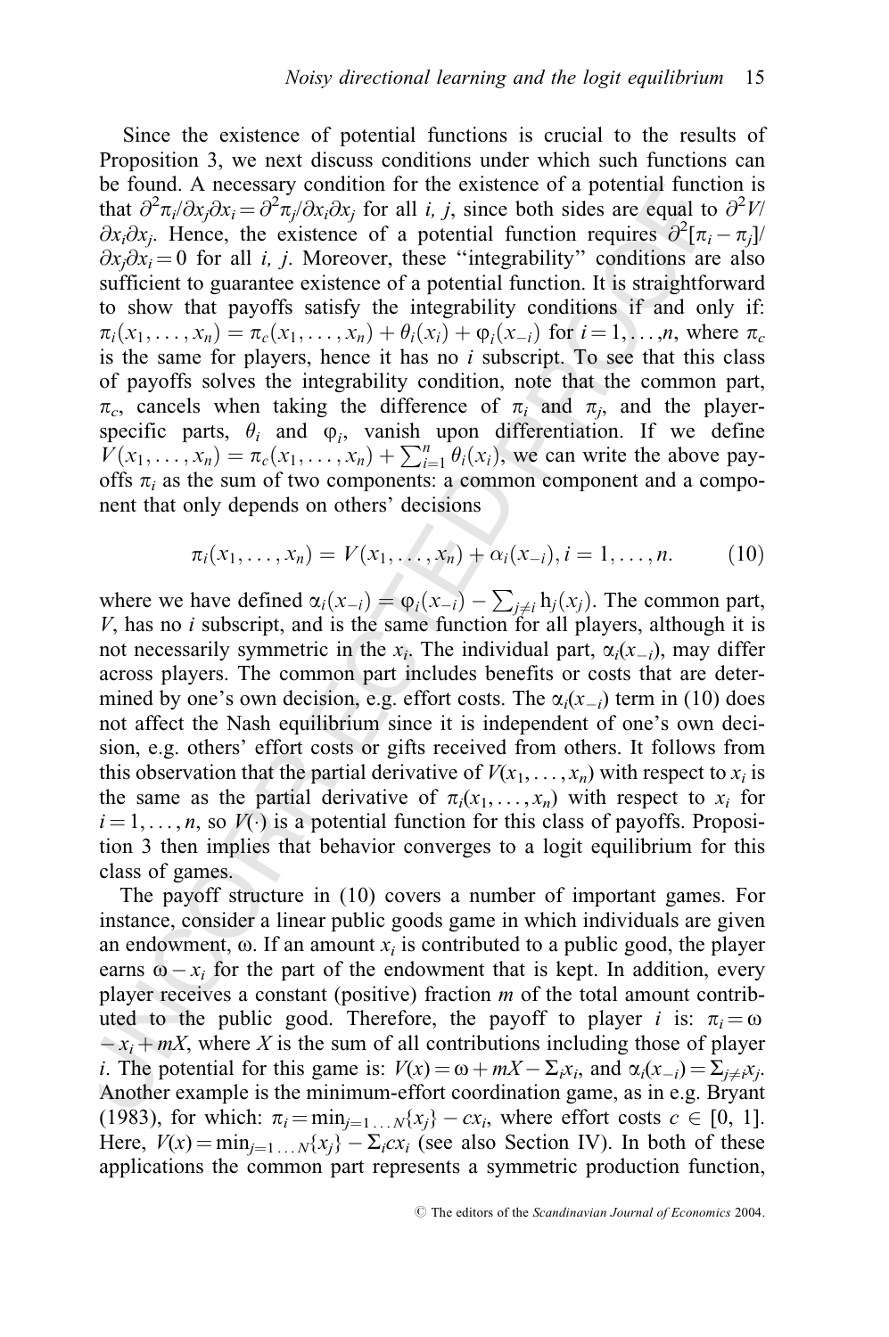Since the existence of potential functions is crucial to the results of Proposition 3, we next discuss conditions under which such functions can be found. A necessary condition for the existence of a potential function is that $\partial^2\pi_i/\partial x_j\partial x_i = \partial^2\pi_j/\partial x_i\partial x_j$ for all *i, j*, since both sides are equal to $\partial^2 V/\partial x_i\partial x_j$. Hence, the existence of a potential function requires $\partial^2[\pi_i - \pi_j]/\partial x_j\partial x_i = 0$ for all *i, j*. Moreover, these "integrability" conditions are also sufficient to guarantee existence of a potential function. It is straightforward to show that payoffs satisfy the integrability conditions if and only if: $\pi_i(x_1, \ldots, x_n) = \pi_c(x_1, \ldots, x_n) + \theta_i(x_i) + \varphi_i(x_{-i})$ for $i = 1, \ldots, n$, where $\pi_c$ is the same for players, hence it has no *i* subscript. To see that this class of payoffs solves the integrability condition, note that the common part, $\pi_c$, cancels when taking the difference of $\pi_i$ and $\pi_j$, and the player-specific parts, $\theta_i$ and $\varphi_i$, vanish upon differentiation. If we define $V(x_1, \ldots, x_n) = \pi_c(x_1, \ldots, x_n) + \sum_{i=1}^{n} \theta_i(x_i)$, we can write the above payoffs $\pi_i$ as the sum of two components: a common component and a component that only depends on others' decisions

$$\pi_i(x_1, \ldots, x_n) = V(x_1, \ldots, x_n) + \alpha_i(x_{-i}), i = 1, \ldots, n. \tag{10}$$

where we have defined $\alpha_i(x_{-i}) = \varphi_i(x_{-i}) - \sum_{j \neq i} h_j(x_j)$. The common part, $V$, has no *i* subscript, and is the same function for all players, although it is not necessarily symmetric in the $x_i$. The individual part, $\alpha_i(x_{-i})$, may differ across players. The common part includes benefits or costs that are determined by one's own decision, e.g. effort costs. The $\alpha_i(x_{-i})$ term in (10) does not affect the Nash equilibrium since it is independent of one's own decision, e.g. others' effort costs or gifts received from others. It follows from this observation that the partial derivative of $V(x_1, \ldots, x_n)$ with respect to $x_i$ is the same as the partial derivative of $\pi_i(x_1, \ldots, x_n)$ with respect to $x_i$ for $i = 1, \ldots, n$, so $V(\cdot)$ is a potential function for this class of payoffs. Proposition 3 then implies that behavior converges to a logit equilibrium for this class of games.

The payoff structure in (10) covers a number of important games. For instance, consider a linear public goods game in which individuals are given an endowment, $\omega$. If an amount $x_i$ is contributed to a public good, the player earns $\omega - x_i$ for the part of the endowment that is kept. In addition, every player receives a constant (positive) fraction *m* of the total amount contributed to the public good. Therefore, the payoff to player *i* is: $\pi_i = \omega - x_i + mX$, where $X$ is the sum of all contributions including those of player *i*. The potential for this game is: $V(x) = \omega + mX - \Sigma_i x_i$, and $\alpha_i(x_{-i}) = \Sigma_{j \neq i} x_j$. Another example is the minimum-effort coordination game, as in e.g. Bryant (1983), for which: $\pi_i = \min_{j=1 \ldots N}\{x_j\} - cx_i$, where effort costs $c \in [0, 1]$. Here, $V(x) = \min_{j=1 \ldots N}\{x_j\} - \Sigma_i cx_i$ (see also Section IV). In both of these applications the common part represents a symmetric production function,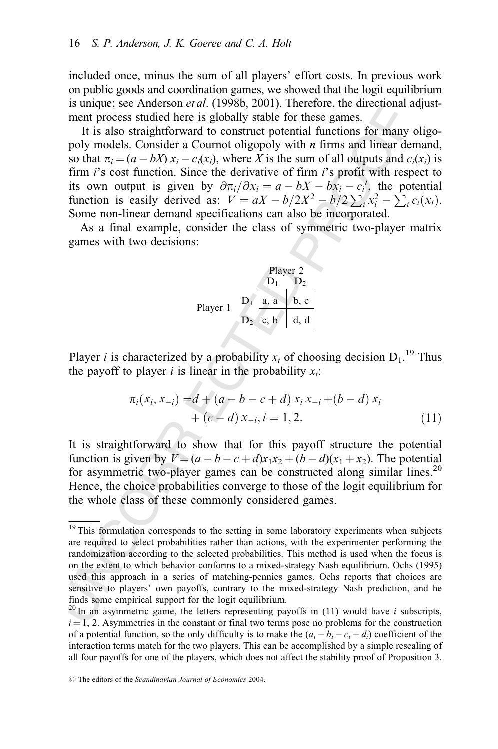included once, minus the sum of all players' effort costs. In previous work on public goods and coordination games, we showed that the logit equilibrium is unique; see Anderson *et al*. (1998b, 2001). Therefore, the directional adjustment process studied here is globally stable for these games.

It is also straightforward to construct potential functions for many oligopoly models. Consider a Cournot oligopoly with $n$ firms and linear demand, so that $\pi_i = (a - bX)\, x_i - c_i(x_i)$, where $X$ is the sum of all outputs and $c_i(x_i)$ is firm $i$'s cost function. Since the derivative of firm $i$'s profit with respect to its own output is given by $\partial \pi_i / \partial x_i = a - bX - bx_i - c_i'$, the potential function is easily derived as: $V = aX - b/2X^2 - b/2 \sum_i x_i^2 - \sum_i c_i(x_i)$. Some non-linear demand specifications can also be incorporated.

As a final example, consider the class of symmetric two-player matrix games with two decisions:

| | | Player 2 $D_1$ | Player 2 $D_2$ |
|---|---|---|---|
| Player 1 | $D_1$ | a, a | b, c |
| | $D_2$ | c, b | d, d |

Player $i$ is characterized by a probability $x_i$ of choosing decision $D_1$.[19] Thus the payoff to player $i$ is linear in the probability $x_i$:

$$\pi_i(x_i, x_{-i}) = d + (a - b - c + d)\, x_i\, x_{-i} + (b - d)\, x_i + (c - d)\, x_{-i},\ i = 1, 2. \tag{11}$$

It is straightforward to show that for this payoff structure the potential function is given by $V = (a - b - c + d)x_1x_2 + (b - d)(x_1 + x_2)$. The potential for asymmetric two-player games can be constructed along similar lines.[20] Hence, the choice probabilities converge to those of the logit equilibrium for the whole class of these commonly considered games.

---

[19] This formulation corresponds to the setting in some laboratory experiments when subjects are required to select probabilities rather than actions, with the experimenter performing the randomization according to the selected probabilities. This method is used when the focus is on the extent to which behavior conforms to a mixed-strategy Nash equilibrium. Ochs (1995) used this approach in a series of matching-pennies games. Ochs reports that choices are sensitive to players' own payoffs, contrary to the mixed-strategy Nash prediction, and he finds some empirical support for the logit equilibrium.

[20] In an asymmetric game, the letters representing payoffs in (11) would have $i$ subscripts, $i = 1, 2$. Asymmetries in the constant or final two terms pose no problems for the construction of a potential function, so the only difficulty is to make the $(a_i - b_i - c_i + d_i)$ coefficient of the interaction terms match for the two players. This can be accomplished by a simple rescaling of all four payoffs for one of the players, which does not affect the stability proof of Proposition 3.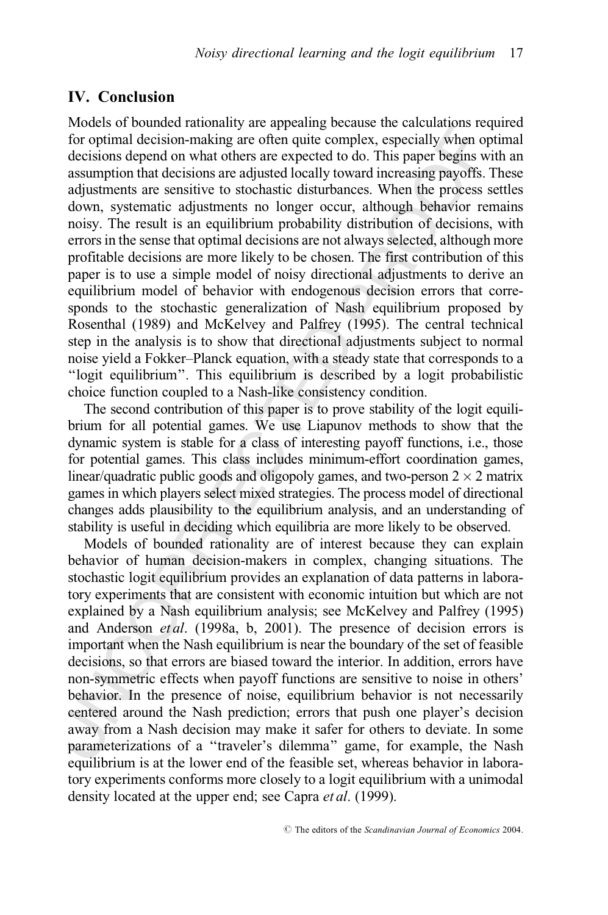## IV. Conclusion

Models of bounded rationality are appealing because the calculations required for optimal decision-making are often quite complex, especially when optimal decisions depend on what others are expected to do. This paper begins with an assumption that decisions are adjusted locally toward increasing payoffs. These adjustments are sensitive to stochastic disturbances. When the process settles down, systematic adjustments no longer occur, although behavior remains noisy. The result is an equilibrium probability distribution of decisions, with errors in the sense that optimal decisions are not always selected, although more profitable decisions are more likely to be chosen. The first contribution of this paper is to use a simple model of noisy directional adjustments to derive an equilibrium model of behavior with endogenous decision errors that corresponds to the stochastic generalization of Nash equilibrium proposed by Rosenthal (1989) and McKelvey and Palfrey (1995). The central technical step in the analysis is to show that directional adjustments subject to normal noise yield a Fokker–Planck equation, with a steady state that corresponds to a "logit equilibrium". This equilibrium is described by a logit probabilistic choice function coupled to a Nash-like consistency condition.

The second contribution of this paper is to prove stability of the logit equilibrium for all potential games. We use Liapunov methods to show that the dynamic system is stable for a class of interesting payoff functions, i.e., those for potential games. This class includes minimum-effort coordination games, linear/quadratic public goods and oligopoly games, and two-person $2 \times 2$ matrix games in which players select mixed strategies. The process model of directional changes adds plausibility to the equilibrium analysis, and an understanding of stability is useful in deciding which equilibria are more likely to be observed.

Models of bounded rationality are of interest because they can explain behavior of human decision-makers in complex, changing situations. The stochastic logit equilibrium provides an explanation of data patterns in laboratory experiments that are consistent with economic intuition but which are not explained by a Nash equilibrium analysis; see McKelvey and Palfrey (1995) and Anderson *et al*. (1998a, b, 2001). The presence of decision errors is important when the Nash equilibrium is near the boundary of the set of feasible decisions, so that errors are biased toward the interior. In addition, errors have non-symmetric effects when payoff functions are sensitive to noise in others' behavior. In the presence of noise, equilibrium behavior is not necessarily centered around the Nash prediction; errors that push one player's decision away from a Nash decision may make it safer for others to deviate. In some parameterizations of a "traveler's dilemma" game, for example, the Nash equilibrium is at the lower end of the feasible set, whereas behavior in laboratory experiments conforms more closely to a logit equilibrium with a unimodal density located at the upper end; see Capra *et al*. (1999).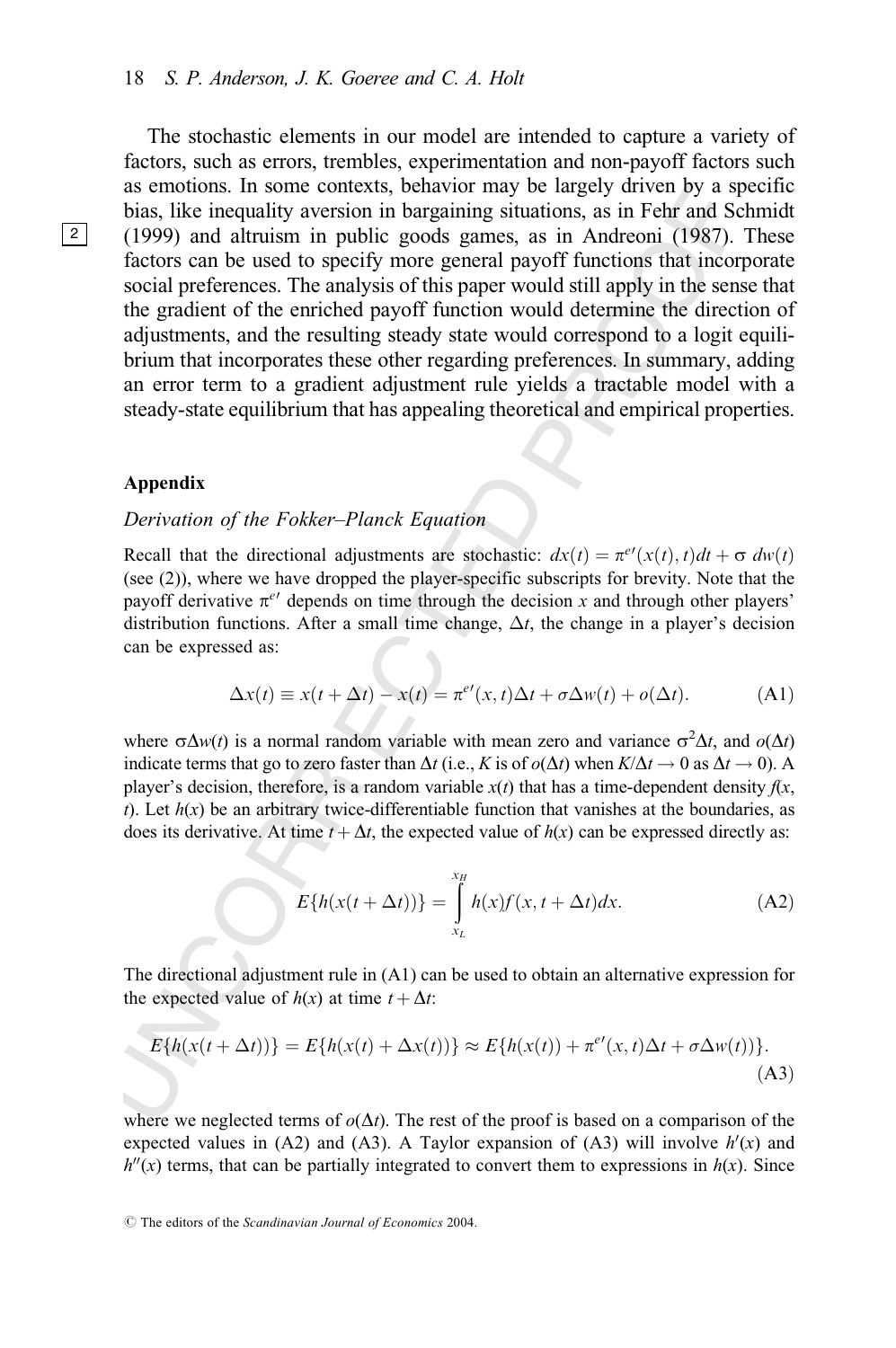The stochastic elements in our model are intended to capture a variety of factors, such as errors, trembles, experimentation and non-payoff factors such as emotions. In some contexts, behavior may be largely driven by a specific bias, like inequality aversion in bargaining situations, as in Fehr and Schmidt (1999) and altruism in public goods games, as in Andreoni (1987). These factors can be used to specify more general payoff functions that incorporate social preferences. The analysis of this paper would still apply in the sense that the gradient of the enriched payoff function would determine the direction of adjustments, and the resulting steady state would correspond to a logit equilibrium that incorporates these other regarding preferences. In summary, adding an error term to a gradient adjustment rule yields a tractable model with a steady-state equilibrium that has appealing theoretical and empirical properties.

### Appendix

*Derivation of the Fokker–Planck Equation*

Recall that the directional adjustments are stochastic: $dx(t) = \pi^{e\prime}(x(t), t)dt + \sigma\, dw(t)$ (see (2)), where we have dropped the player-specific subscripts for brevity. Note that the payoff derivative $\pi^{e\prime}$ depends on time through the decision $x$ and through other players' distribution functions. After a small time change, $\Delta t$, the change in a player's decision can be expressed as:

$$\Delta x(t) \equiv x(t + \Delta t) - x(t) = \pi^{e\prime}(x, t)\Delta t + \sigma \Delta w(t) + o(\Delta t). \tag{A1}$$

where $\sigma\Delta w(t)$ is a normal random variable with mean zero and variance $\sigma^2 \Delta t$, and $o(\Delta t)$ indicate terms that go to zero faster than $\Delta t$ (i.e., $K$ is of $o(\Delta t)$ when $K/\Delta t \to 0$ as $\Delta t \to 0$). A player's decision, therefore, is a random variable $x(t)$ that has a time-dependent density $f(x, t)$. Let $h(x)$ be an arbitrary twice-differentiable function that vanishes at the boundaries, as does its derivative. At time $t + \Delta t$, the expected value of $h(x)$ can be expressed directly as:

$$E\{h(x(t + \Delta t))\} = \int_{x_L}^{x_H} h(x) f(x, t + \Delta t) dx. \tag{A2}$$

The directional adjustment rule in (A1) can be used to obtain an alternative expression for the expected value of $h(x)$ at time $t + \Delta t$:

$$E\{h(x(t + \Delta t))\} = E\{h(x(t) + \Delta x(t))\} \approx E\{h(x(t)) + \pi^{e\prime}(x, t)\Delta t + \sigma \Delta w(t))\}. \tag{A3}$$

where we neglected terms of $o(\Delta t)$. The rest of the proof is based on a comparison of the expected values in (A2) and (A3). A Taylor expansion of (A3) will involve $h'(x)$ and $h''(x)$ terms, that can be partially integrated to convert them to expressions in $h(x)$. Since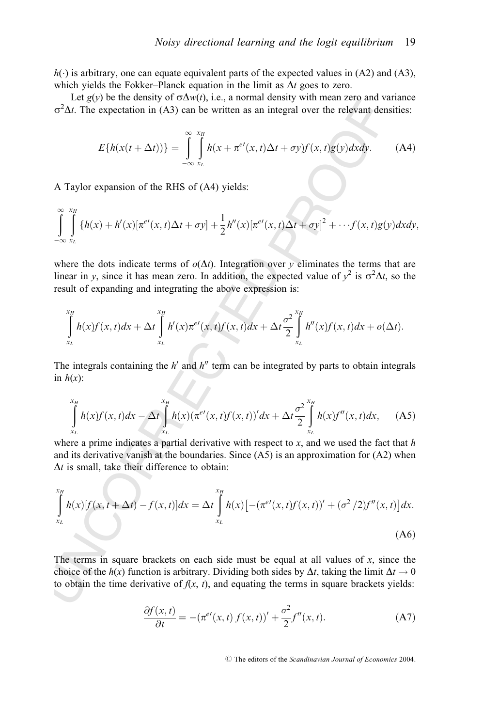$h(\cdot)$ is arbitrary, one can equate equivalent parts of the expected values in (A2) and (A3), which yields the Fokker–Planck equation in the limit as $\Delta t$ goes to zero.

Let $g(y)$ be the density of $\sigma\Delta w(t)$, i.e., a normal density with mean zero and variance $\sigma^2\Delta t$. The expectation in (A3) can be written as an integral over the relevant densities:

$$E\{h(x(t+\Delta t))\} = \int_{-\infty}^{\infty}\int_{x_L}^{x_H} h(x+\pi^{e\prime}(x,t)\Delta t+\sigma y)f(x,t)g(y)dxdy. \tag{A4}$$

A Taylor expansion of the RHS of (A4) yields:

$$\int_{-\infty}^{\infty}\int_{x_L}^{x_H}\{h(x)+h'(x)[\pi^{e\prime}(x,t)\Delta t+\sigma y]+\frac{1}{2}h''(x)[\pi^{e\prime}(x,t)\Delta t+\sigma y]^2+\cdots f(x,t)g(y)dxdy,$$

where the dots indicate terms of $o(\Delta t)$. Integration over $y$ eliminates the terms that are linear in $y$, since it has mean zero. In addition, the expected value of $y^2$ is $\sigma^2\Delta t$, so the result of expanding and integrating the above expression is:

$$\int_{x_L}^{x_H} h(x)f(x,t)dx+\Delta t\int_{x_L}^{x_H} h'(x)\pi^{e\prime}(x,t)f(x,t)dx+\Delta t\frac{\sigma^2}{2}\int_{x_L}^{x_H} h''(x)f(x,t)dx+o(\Delta t).$$

The integrals containing the $h'$ and $h''$ term can be integrated by parts to obtain integrals in $h(x)$:

$$\int_{x_L}^{x_H} h(x)f(x,t)dx-\Delta t\int_{x_L}^{x_H} h(x)(\pi^{e\prime}(x,t)f(x,t))'dx+\Delta t\frac{\sigma^2}{2}\int_{x_L}^{x_H} h(x)f''(x,t)dx, \tag{A5}$$

where a prime indicates a partial derivative with respect to $x$, and we used the fact that $h$ and its derivative vanish at the boundaries. Since (A5) is an approximation for (A2) when $\Delta t$ is small, take their difference to obtain:

$$\int_{x_L}^{x_H} h(x)[f(x,t+\Delta t)-f(x,t)]dx = \Delta t\int_{x_L}^{x_H} h(x)\left[-(\pi^{e\prime}(x,t)f(x,t))'+(\sigma^2/2)f''(x,t)\right]dx. \tag{A6}$$

The terms in square brackets on each side must be equal at all values of $x$, since the choice of the $h(x)$ function is arbitrary. Dividing both sides by $\Delta t$, taking the limit $\Delta t\to 0$ to obtain the time derivative of $f(x, t)$, and equating the terms in square brackets yields:

$$\frac{\partial f(x,t)}{\partial t} = -(\pi^{e\prime}(x,t)\,f(x,t))'+\frac{\sigma^2}{2}f''(x,t). \tag{A7}$$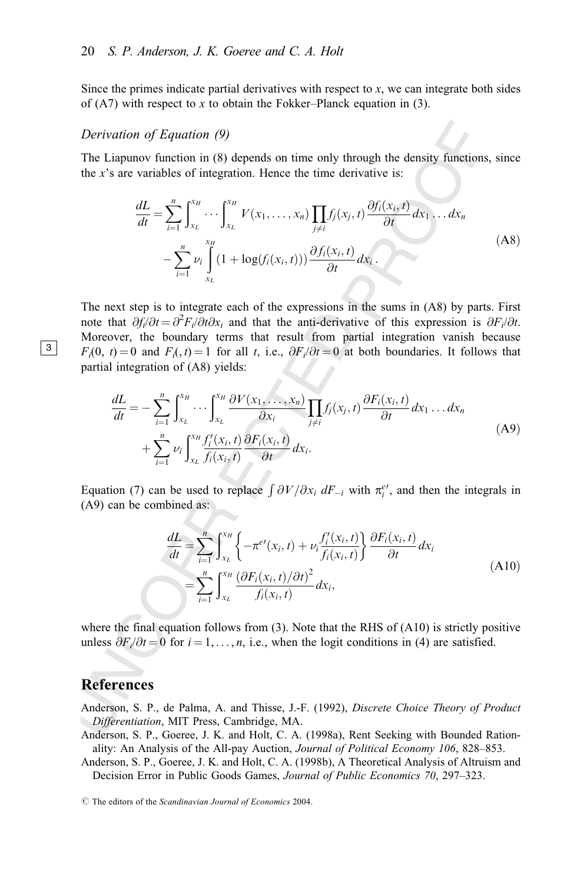Since the primes indicate partial derivatives with respect to $x$, we can integrate both sides of (A7) with respect to $x$ to obtain the Fokker–Planck equation in (3).

*Derivation of Equation (9)*

The Liapunov function in (8) depends on time only through the density functions, since the $x$'s are variables of integration. Hence the time derivative is:

$$\frac{dL}{dt} = \sum_{i=1}^{n} \int_{x_L}^{x_H} \cdots \int_{x_L}^{x_H} V(x_1, \ldots, x_n) \prod_{j \neq i} f_j(x_j, t) \frac{\partial f_i(x_i, t)}{\partial t} dx_1 \ldots dx_n$$
$$- \sum_{i=1}^{n} \nu_i \int_{x_L}^{x_H} (1 + \log(f_i(x_i, t))) \frac{\partial f_i(x_i, t)}{\partial t} dx_i . \tag{A8}$$

The next step is to integrate each of the expressions in the sums in (A8) by parts. First note that $\partial f_i / \partial t = \partial^2 F_i / \partial t \partial x_i$ and that the anti-derivative of this expression is $\partial F_i / \partial t$. Moreover, the boundary terms that result from partial integration vanish because $F_i(0, t) = 0$ and $F_i(, t) = 1$ for all $t$, i.e., $\partial F_i / \partial t = 0$ at both boundaries. It follows that partial integration of (A8) yields:

$$\frac{dL}{dt} = - \sum_{i=1}^{n} \int_{x_L}^{x_H} \cdots \int_{x_L}^{x_H} \frac{\partial V(x_1, \ldots, x_n)}{\partial x_i} \prod_{j \neq i} f_j(x_j, t) \frac{\partial F_i(x_i, t)}{\partial t} dx_1 \ldots dx_n$$
$$+ \sum_{i=1}^{n} \nu_i \int_{x_L}^{x_H} \frac{f_i'(x_i, t)}{f_i(x_i, t)} \frac{\partial F_i(x_i, t)}{\partial t} dx_i . \tag{A9}$$

Equation (7) can be used to replace $\int \partial V / \partial x_i \, dF_{-i}$ with $\pi_i^{e\prime}$, and then the integrals in (A9) can be combined as:

$$\frac{dL}{dt} = \sum_{i=1}^{n} \int_{x_L}^{x_H} \left\{ -\pi^{e\prime}(x_i, t) + \nu_i \frac{f_i'(x_i, t)}{f_i(x_i, t)} \right\} \frac{\partial F_i(x_i, t)}{\partial t} dx_i$$
$$= \sum_{i=1}^{n} \int_{x_L}^{x_H} \frac{(\partial F_i(x_i, t) / \partial t)^2}{f_i(x_i, t)} dx_i , \tag{A10}$$

where the final equation follows from (3). Note that the RHS of (A10) is strictly positive unless $\partial F_i / \partial t = 0$ for $i = 1, \ldots, n$, i.e., when the logit conditions in (4) are satisfied.

## References

Anderson, S. P., de Palma, A. and Thisse, J.-F. (1992), *Discrete Choice Theory of Product Differentiation*, MIT Press, Cambridge, MA.

Anderson, S. P., Goeree, J. K. and Holt, C. A. (1998a), Rent Seeking with Bounded Rationality: An Analysis of the All-pay Auction, *Journal of Political Economy 106*, 828–853.

Anderson, S. P., Goeree, J. K. and Holt, C. A. (1998b), A Theoretical Analysis of Altruism and Decision Error in Public Goods Games, *Journal of Public Economics 70*, 297–323.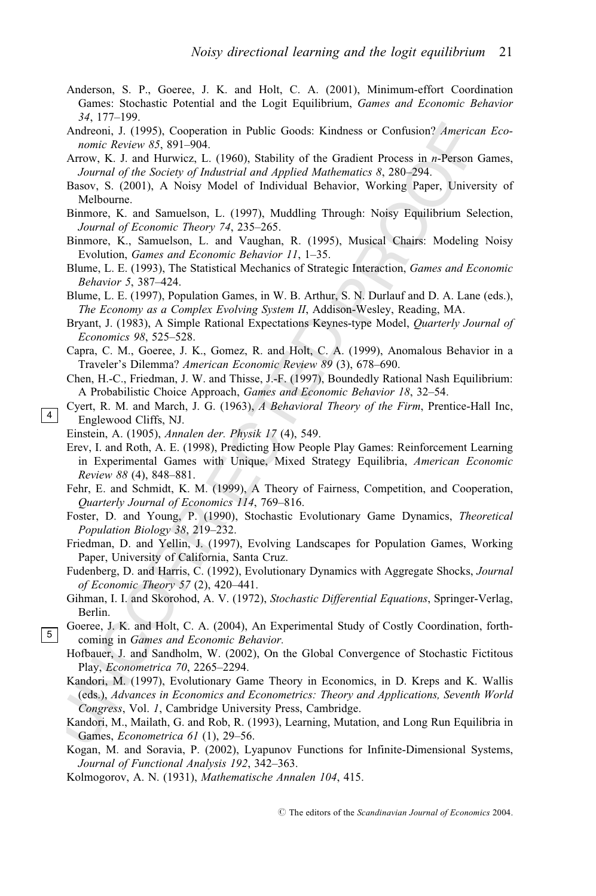Anderson, S. P., Goeree, J. K. and Holt, C. A. (2001), Minimum-effort Coordination Games: Stochastic Potential and the Logit Equilibrium, *Games and Economic Behavior 34*, 177–199.

Andreoni, J. (1995), Cooperation in Public Goods: Kindness or Confusion? *American Economic Review 85*, 891–904.

Arrow, K. J. and Hurwicz, L. (1960), Stability of the Gradient Process in *n*-Person Games, *Journal of the Society of Industrial and Applied Mathematics 8*, 280–294.

Basov, S. (2001), A Noisy Model of Individual Behavior, Working Paper, University of Melbourne.

Binmore, K. and Samuelson, L. (1997), Muddling Through: Noisy Equilibrium Selection, *Journal of Economic Theory 74*, 235–265.

Binmore, K., Samuelson, L. and Vaughan, R. (1995), Musical Chairs: Modeling Noisy Evolution, *Games and Economic Behavior 11*, 1–35.

Blume, L. E. (1993), The Statistical Mechanics of Strategic Interaction, *Games and Economic Behavior 5*, 387–424.

Blume, L. E. (1997), Population Games, in W. B. Arthur, S. N. Durlauf and D. A. Lane (eds.), *The Economy as a Complex Evolving System II*, Addison-Wesley, Reading, MA.

Bryant, J. (1983), A Simple Rational Expectations Keynes-type Model, *Quarterly Journal of Economics 98*, 525–528.

Capra, C. M., Goeree, J. K., Gomez, R. and Holt, C. A. (1999), Anomalous Behavior in a Traveler's Dilemma? *American Economic Review 89* (3), 678–690.

Chen, H.-C., Friedman, J. W. and Thisse, J.-F. (1997), Boundedly Rational Nash Equilibrium: A Probabilistic Choice Approach, *Games and Economic Behavior 18*, 32–54.

Cyert, R. M. and March, J. G. (1963), *A Behavioral Theory of the Firm*, Prentice-Hall Inc, Englewood Cliffs, NJ.

Einstein, A. (1905), *Annalen der. Physik 17* (4), 549.

Erev, I. and Roth, A. E. (1998), Predicting How People Play Games: Reinforcement Learning in Experimental Games with Unique, Mixed Strategy Equilibria, *American Economic Review 88* (4), 848–881.

Fehr, E. and Schmidt, K. M. (1999), A Theory of Fairness, Competition, and Cooperation, *Quarterly Journal of Economics 114*, 769–816.

Foster, D. and Young, P. (1990), Stochastic Evolutionary Game Dynamics, *Theoretical Population Biology 38*, 219–232.

Friedman, D. and Yellin, J. (1997), Evolving Landscapes for Population Games, Working Paper, University of California, Santa Cruz.

Fudenberg, D. and Harris, C. (1992), Evolutionary Dynamics with Aggregate Shocks, *Journal of Economic Theory 57* (2), 420–441.

Gihman, I. I. and Skorohod, A. V. (1972), *Stochastic Differential Equations*, Springer-Verlag, Berlin.

Goeree, J. K. and Holt, C. A. (2004), An Experimental Study of Costly Coordination, forthcoming in *Games and Economic Behavior.*

Hofbauer, J. and Sandholm, W. (2002), On the Global Convergence of Stochastic Fictitous Play, *Econometrica 70*, 2265–2294.

Kandori, M. (1997), Evolutionary Game Theory in Economics, in D. Kreps and K. Wallis (eds.), *Advances in Economics and Econometrics: Theory and Applications, Seventh World Congress*, Vol. *1*, Cambridge University Press, Cambridge.

Kandori, M., Mailath, G. and Rob, R. (1993), Learning, Mutation, and Long Run Equilibria in Games, *Econometrica 61* (1), 29–56.

Kogan, M. and Soravia, P. (2002), Lyapunov Functions for Infinite-Dimensional Systems, *Journal of Functional Analysis 192*, 342–363.

Kolmogorov, A. N. (1931), *Mathematische Annalen 104*, 415.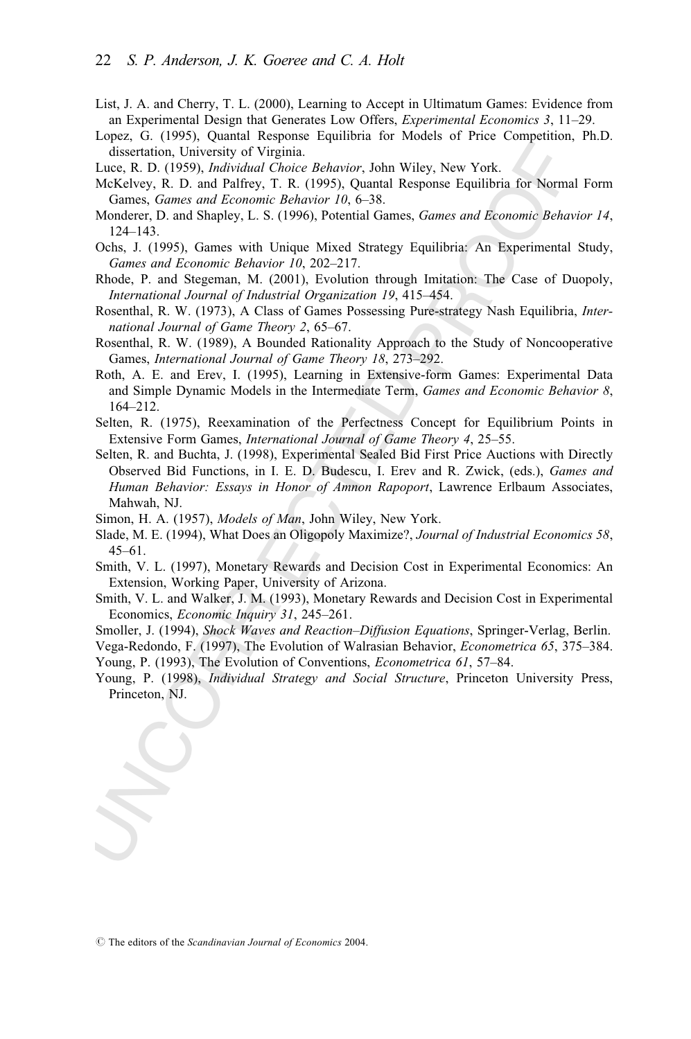List, J. A. and Cherry, T. L. (2000), Learning to Accept in Ultimatum Games: Evidence from an Experimental Design that Generates Low Offers, *Experimental Economics 3*, 11–29.

Lopez, G. (1995), Quantal Response Equilibria for Models of Price Competition, Ph.D. dissertation, University of Virginia.

Luce, R. D. (1959), *Individual Choice Behavior*, John Wiley, New York.

McKelvey, R. D. and Palfrey, T. R. (1995), Quantal Response Equilibria for Normal Form Games, *Games and Economic Behavior 10*, 6–38.

Monderer, D. and Shapley, L. S. (1996), Potential Games, *Games and Economic Behavior 14*, 124–143.

Ochs, J. (1995), Games with Unique Mixed Strategy Equilibria: An Experimental Study, *Games and Economic Behavior 10*, 202–217.

Rhode, P. and Stegeman, M. (2001), Evolution through Imitation: The Case of Duopoly, *International Journal of Industrial Organization 19*, 415–454.

Rosenthal, R. W. (1973), A Class of Games Possessing Pure-strategy Nash Equilibria, *International Journal of Game Theory 2*, 65–67.

Rosenthal, R. W. (1989), A Bounded Rationality Approach to the Study of Noncooperative Games, *International Journal of Game Theory 18*, 273–292.

Roth, A. E. and Erev, I. (1995), Learning in Extensive-form Games: Experimental Data and Simple Dynamic Models in the Intermediate Term, *Games and Economic Behavior 8*, 164–212.

Selten, R. (1975), Reexamination of the Perfectness Concept for Equilibrium Points in Extensive Form Games, *International Journal of Game Theory 4*, 25–55.

Selten, R. and Buchta, J. (1998), Experimental Sealed Bid First Price Auctions with Directly Observed Bid Functions, in I. E. D. Budescu, I. Erev and R. Zwick, (eds.), *Games and Human Behavior: Essays in Honor of Amnon Rapoport*, Lawrence Erlbaum Associates, Mahwah, NJ.

Simon, H. A. (1957), *Models of Man*, John Wiley, New York.

Slade, M. E. (1994), What Does an Oligopoly Maximize?, *Journal of Industrial Economics 58*, 45–61.

Smith, V. L. (1997), Monetary Rewards and Decision Cost in Experimental Economics: An Extension, Working Paper, University of Arizona.

Smith, V. L. and Walker, J. M. (1993), Monetary Rewards and Decision Cost in Experimental Economics, *Economic Inquiry 31*, 245–261.

Smoller, J. (1994), *Shock Waves and Reaction–Diffusion Equations*, Springer-Verlag, Berlin.

Vega-Redondo, F. (1997), The Evolution of Walrasian Behavior, *Econometrica 65*, 375–384.

Young, P. (1993), The Evolution of Conventions, *Econometrica 61*, 57–84.

Young, P. (1998), *Individual Strategy and Social Structure*, Princeton University Press, Princeton, NJ.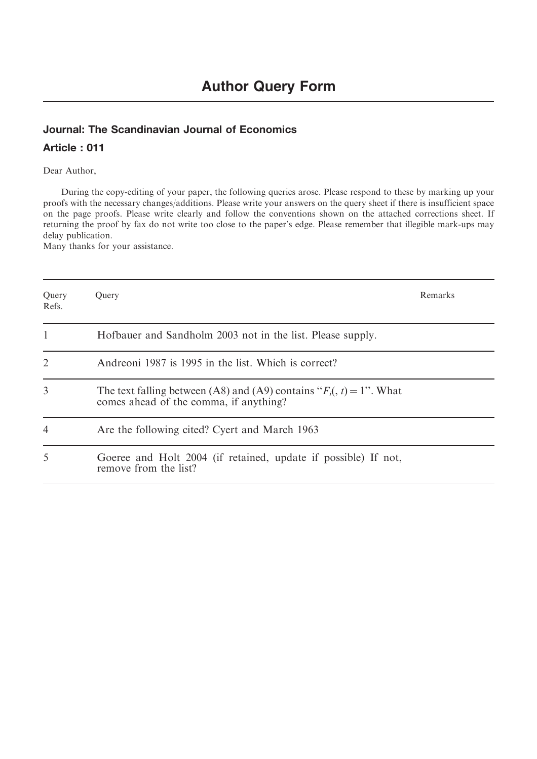# Author Query Form

### Journal: The Scandinavian Journal of Economics

### Article : 011

Dear Author,

During the copy-editing of your paper, the following queries arose. Please respond to these by marking up your proofs with the necessary changes/additions. Please write your answers on the query sheet if there is insufficient space on the page proofs. Please write clearly and follow the conventions shown on the attached corrections sheet. If returning the proof by fax do not write too close to the paper's edge. Please remember that illegible mark-ups may delay publication.
Many thanks for your assistance.

| Query Refs. | Query | Remarks |
|---|---|---|
| 1 | Hofbauer and Sandholm 2003 not in the list. Please supply. | |
| 2 | Andreoni 1987 is 1995 in the list. Which is correct? | |
| 3 | The text falling between (A8) and (A9) contains "$F_i(, t) = 1$". What comes ahead of the comma, if anything? | |
| 4 | Are the following cited? Cyert and March 1963 | |
| 5 | Goeree and Holt 2004 (if retained, update if possible) If not, remove from the list? | |